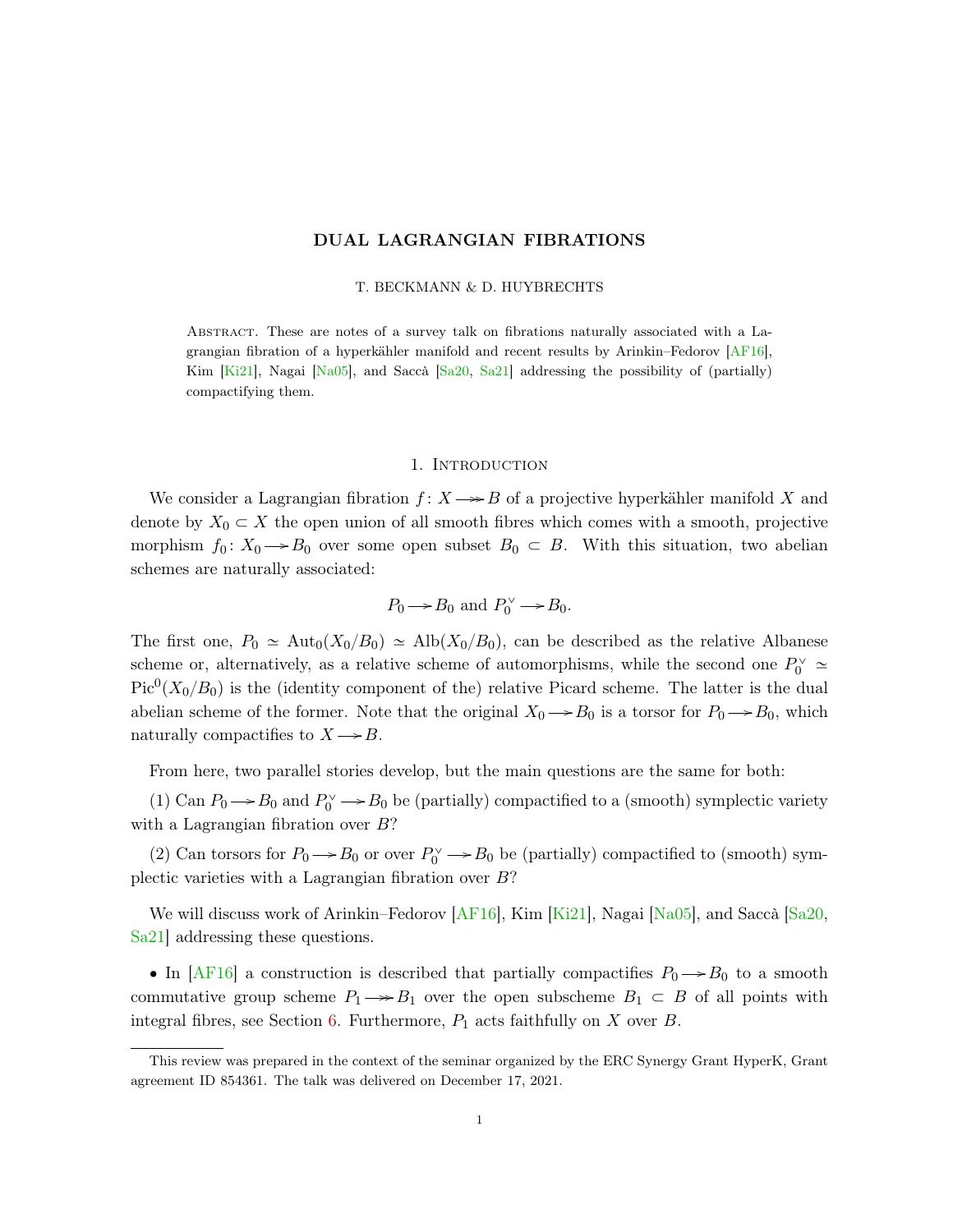# DUAL LAGRANGIAN FIBRATIONS

T. BECKMANN & D. HUYBRECHTS

Abstract. These are notes of a survey talk on fibrations naturally associated with a Lagrangian fibration of a hyperkähler manifold and recent results by Arinkin–Fedorov [AF16], Kim [Ki21], Nagai [Na05], and Saccà [Sa20, Sa21] addressing the possibility of (partially) compactifying them.

## 1. Introduction

We consider a Lagrangian fibration $f\colon X \twoheadrightarrow B$ of a projective hyperkähler manifold $X$ and denote by $X_0 \subset X$ the open union of all smooth fibres which comes with a smooth, projective morphism $f_0\colon X_0 \twoheadrightarrow B_0$ over some open subset $B_0 \subset B$. With this situation, two abelian schemes are naturally associated:

$$P_0 \twoheadrightarrow B_0 \text{ and } P_0^\vee \twoheadrightarrow B_0.$$

The first one, $P_0 \simeq \mathrm{Aut}_0(X_0/B_0) \simeq \mathrm{Alb}(X_0/B_0)$, can be described as the relative Albanese scheme or, alternatively, as a relative scheme of automorphisms, while the second one $P_0^\vee \simeq \mathrm{Pic}^0(X_0/B_0)$ is the (identity component of the) relative Picard scheme. The latter is the dual abelian scheme of the former. Note that the original $X_0 \twoheadrightarrow B_0$ is a torsor for $P_0 \twoheadrightarrow B_0$, which naturally compactifies to $X \twoheadrightarrow B$.

From here, two parallel stories develop, but the main questions are the same for both:

(1) Can $P_0 \twoheadrightarrow B_0$ and $P_0^\vee \twoheadrightarrow B_0$ be (partially) compactified to a (smooth) symplectic variety with a Lagrangian fibration over $B$?

(2) Can torsors for $P_0 \twoheadrightarrow B_0$ or over $P_0^\vee \twoheadrightarrow B_0$ be (partially) compactified to (smooth) symplectic varieties with a Lagrangian fibration over $B$?

We will discuss work of Arinkin–Fedorov [AF16], Kim [Ki21], Nagai [Na05], and Saccà [Sa20, Sa21] addressing these questions.

• In [AF16] a construction is described that partially compactifies $P_0 \twoheadrightarrow B_0$ to a smooth commutative group scheme $P_1 \twoheadrightarrow B_1$ over the open subscheme $B_1 \subset B$ of all points with integral fibres, see Section 6. Furthermore, $P_1$ acts faithfully on $X$ over $B$.

---

This review was prepared in the context of the seminar organized by the ERC Synergy Grant HyperK, Grant agreement ID 854361. The talk was delivered on December 17, 2021.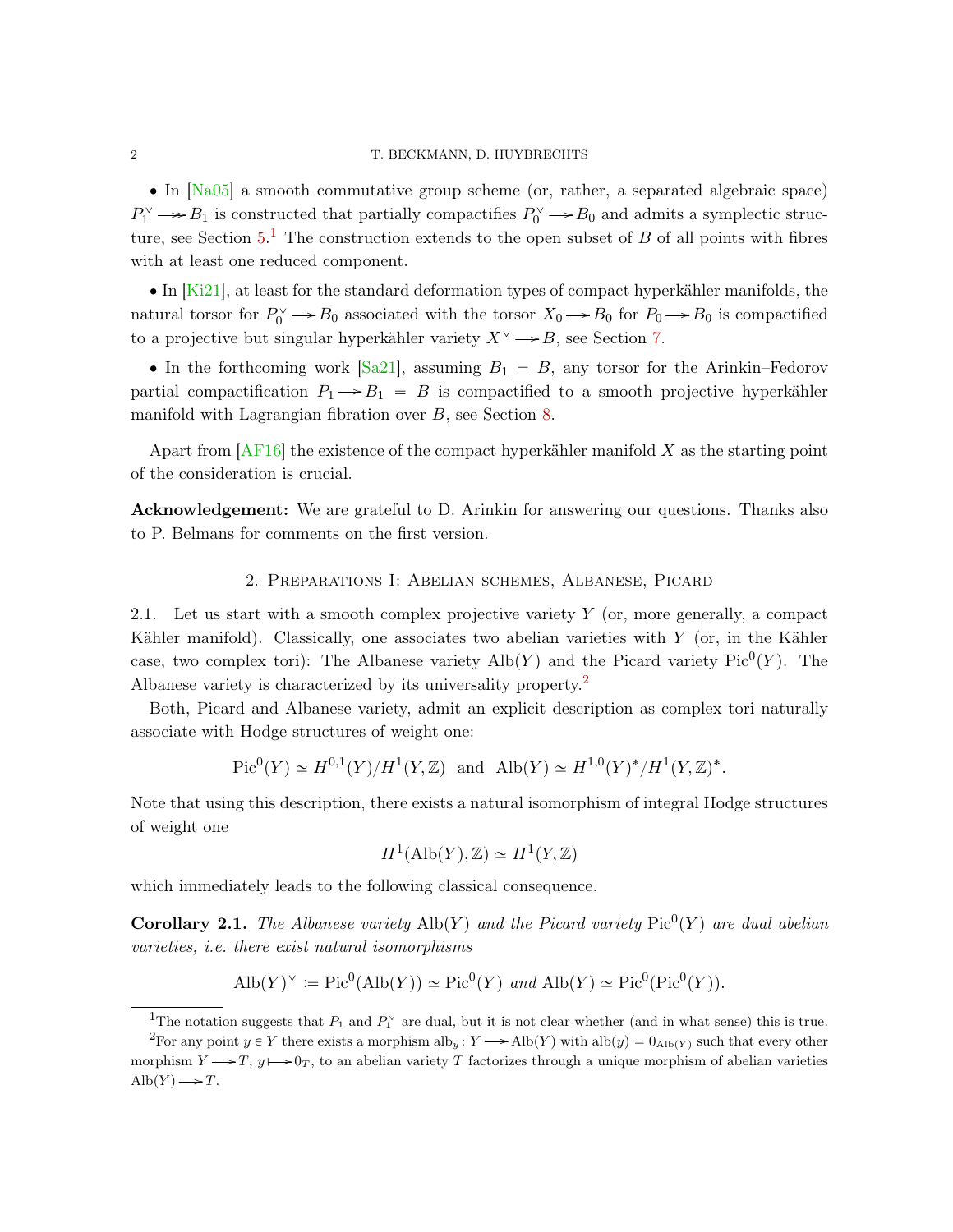• In [Na05] a smooth commutative group scheme (or, rather, a separated algebraic space) $P_1^\vee \twoheadrightarrow B_1$ is constructed that partially compactifies $P_0^\vee \longrightarrow B_0$ and admits a symplectic structure, see Section 5.[1] The construction extends to the open subset of $B$ of all points with fibres with at least one reduced component.

• In [Ki21], at least for the standard deformation types of compact hyperkähler manifolds, the natural torsor for $P_0^\vee \longrightarrow B_0$ associated with the torsor $X_0 \longrightarrow B_0$ for $P_0 \longrightarrow B_0$ is compactified to a projective but singular hyperkähler variety $X^\vee \longrightarrow B$, see Section 7.

• In the forthcoming work [Sa21], assuming $B_1 = B$, any torsor for the Arinkin–Fedorov partial compactification $P_1 \longrightarrow B_1 = B$ is compactified to a smooth projective hyperkähler manifold with Lagrangian fibration over $B$, see Section 8.

Apart from [AF16] the existence of the compact hyperkähler manifold $X$ as the starting point of the consideration is crucial.

**Acknowledgement:** We are grateful to D. Arinkin for answering our questions. Thanks also to P. Belmans for comments on the first version.

## 2. Preparations I: Abelian schemes, Albanese, Picard

2.1. Let us start with a smooth complex projective variety $Y$ (or, more generally, a compact Kähler manifold). Classically, one associates two abelian varieties with $Y$ (or, in the Kähler case, two complex tori): The Albanese variety $\mathrm{Alb}(Y)$ and the Picard variety $\mathrm{Pic}^0(Y)$. The Albanese variety is characterized by its universality property.[2]

Both, Picard and Albanese variety, admit an explicit description as complex tori naturally associate with Hodge structures of weight one:

$$\mathrm{Pic}^0(Y) \simeq H^{0,1}(Y)/H^1(Y,\mathbb{Z}) \ \text{ and } \ \mathrm{Alb}(Y) \simeq H^{1,0}(Y)^*/H^1(Y,\mathbb{Z})^*.$$

Note that using this description, there exists a natural isomorphism of integral Hodge structures of weight one

$$H^1(\mathrm{Alb}(Y),\mathbb{Z}) \simeq H^1(Y,\mathbb{Z})$$

which immediately leads to the following classical consequence.

**Corollary 2.1.** *The Albanese variety $\mathrm{Alb}(Y)$ and the Picard variety $\mathrm{Pic}^0(Y)$ are dual abelian varieties, i.e. there exist natural isomorphisms*

$$\mathrm{Alb}(Y)^\vee \coloneqq \mathrm{Pic}^0(\mathrm{Alb}(Y)) \simeq \mathrm{Pic}^0(Y) \text{ and } \mathrm{Alb}(Y) \simeq \mathrm{Pic}^0(\mathrm{Pic}^0(Y)).$$

[1] The notation suggests that $P_1$ and $P_1^\vee$ are dual, but it is not clear whether (and in what sense) this is true.

[2] For any point $y \in Y$ there exists a morphism $\mathrm{alb}_y \colon Y \longrightarrow \mathrm{Alb}(Y)$ with $\mathrm{alb}(y) = 0_{\mathrm{Alb}(Y)}$ such that every other morphism $Y \longrightarrow T$, $y \longmapsto 0_T$, to an abelian variety $T$ factorizes through a unique morphism of abelian varieties $\mathrm{Alb}(Y) \longrightarrow T$.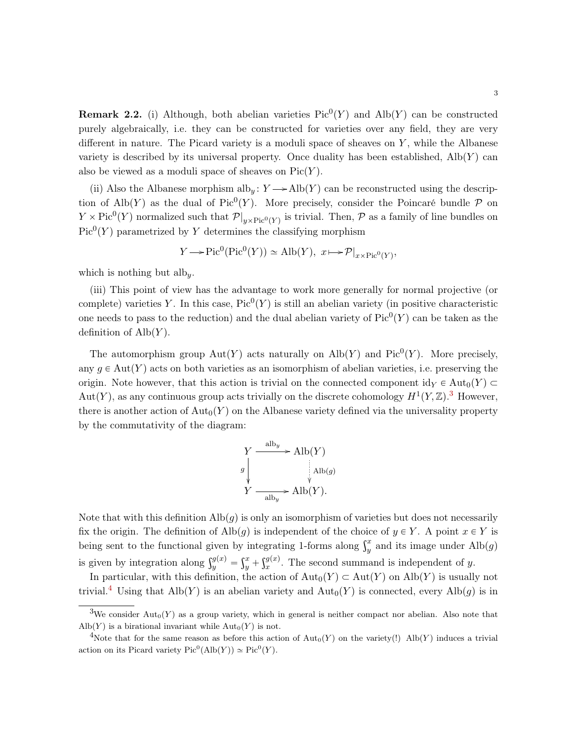**Remark 2.2.** (i) Although, both abelian varieties $\mathrm{Pic}^0(Y)$ and $\mathrm{Alb}(Y)$ can be constructed purely algebraically, i.e. they can be constructed for varieties over any field, they are very different in nature. The Picard variety is a moduli space of sheaves on $Y$, while the Albanese variety is described by its universal property. Once duality has been established, $\mathrm{Alb}(Y)$ can also be viewed as a moduli space of sheaves on $\mathrm{Pic}(Y)$.

(ii) Also the Albanese morphism $\mathrm{alb}_y\colon Y \longrightarrow \mathrm{Alb}(Y)$ can be reconstructed using the description of $\mathrm{Alb}(Y)$ as the dual of $\mathrm{Pic}^0(Y)$. More precisely, consider the Poincaré bundle $\mathcal{P}$ on $Y \times \mathrm{Pic}^0(Y)$ normalized such that $\mathcal{P}|_{y\times \mathrm{Pic}^0(Y)}$ is trivial. Then, $\mathcal{P}$ as a family of line bundles on $\mathrm{Pic}^0(Y)$ parametrized by $Y$ determines the classifying morphism

$$Y \longrightarrow \mathrm{Pic}^0(\mathrm{Pic}^0(Y)) \simeq \mathrm{Alb}(Y),\ x \longmapsto \mathcal{P}|_{x\times \mathrm{Pic}^0(Y)},$$

which is nothing but $\mathrm{alb}_y$.

(iii) This point of view has the advantage to work more generally for normal projective (or complete) varieties $Y$. In this case, $\mathrm{Pic}^0(Y)$ is still an abelian variety (in positive characteristic one needs to pass to the reduction) and the dual abelian variety of $\mathrm{Pic}^0(Y)$ can be taken as the definition of $\mathrm{Alb}(Y)$.

The automorphism group $\mathrm{Aut}(Y)$ acts naturally on $\mathrm{Alb}(Y)$ and $\mathrm{Pic}^0(Y)$. More precisely, any $g \in \mathrm{Aut}(Y)$ acts on both varieties as an isomorphism of abelian varieties, i.e. preserving the origin. Note however, that this action is trivial on the connected component $\mathrm{id}_Y \in \mathrm{Aut}_0(Y) \subset \mathrm{Aut}(Y)$, as any continuous group acts trivially on the discrete cohomology $H^1(Y,\mathbb{Z})$.[3] However, there is another action of $\mathrm{Aut}_0(Y)$ on the Albanese variety defined via the universality property by the commutativity of the diagram:

$$\begin{array}{ccc} Y & \xrightarrow{\ \mathrm{alb}_y\ } & \mathrm{Alb}(Y) \\ {\scriptstyle g}\downarrow & & \downarrow{\scriptstyle \mathrm{Alb}(g)} \\ Y & \xrightarrow[\ \mathrm{alb}_y\ ]{} & \mathrm{Alb}(Y). \end{array}$$

Note that with this definition $\mathrm{Alb}(g)$ is only an isomorphism of varieties but does not necessarily fix the origin. The definition of $\mathrm{Alb}(g)$ is independent of the choice of $y \in Y$. A point $x \in Y$ is being sent to the functional given by integrating 1-forms along $\int_y^x$ and its image under $\mathrm{Alb}(g)$ is given by integration along $\int_y^{g(x)} = \int_y^x + \int_x^{g(x)}$. The second summand is independent of $y$.

In particular, with this definition, the action of $\mathrm{Aut}_0(Y) \subset \mathrm{Aut}(Y)$ on $\mathrm{Alb}(Y)$ is usually not trivial.[4] Using that $\mathrm{Alb}(Y)$ is an abelian variety and $\mathrm{Aut}_0(Y)$ is connected, every $\mathrm{Alb}(g)$ is in

---

[3] We consider $\mathrm{Aut}_0(Y)$ as a group variety, which in general is neither compact nor abelian. Also note that $\mathrm{Alb}(Y)$ is a birational invariant while $\mathrm{Aut}_0(Y)$ is not.

[4] Note that for the same reason as before this action of $\mathrm{Aut}_0(Y)$ on the variety(!) $\mathrm{Alb}(Y)$ induces a trivial action on its Picard variety $\mathrm{Pic}^0(\mathrm{Alb}(Y)) \simeq \mathrm{Pic}^0(Y)$.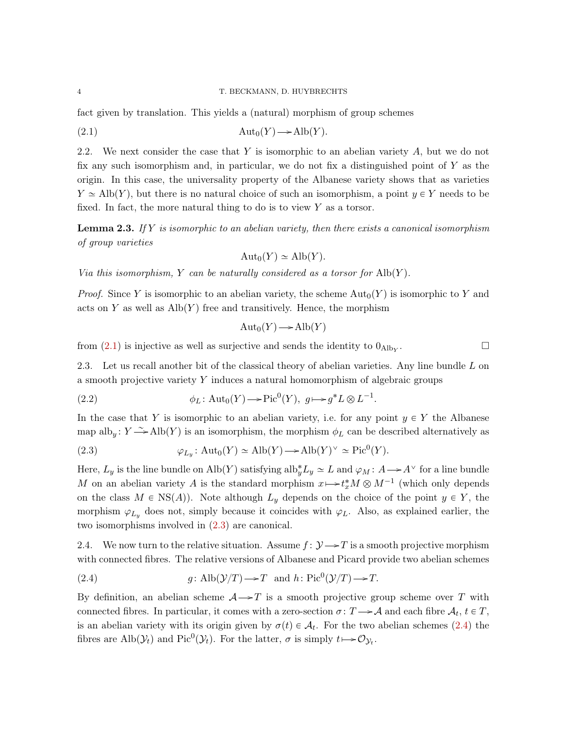fact given by translation. This yields a (natural) morphism of group schemes

$$\mathrm{Aut}_0(Y) \longrightarrow \mathrm{Alb}(Y). \tag{2.1}$$

2.2. We next consider the case that $Y$ is isomorphic to an abelian variety $A$, but we do not fix any such isomorphism and, in particular, we do not fix a distinguished point of $Y$ as the origin. In this case, the universality property of the Albanese variety shows that as varieties $Y \simeq \mathrm{Alb}(Y)$, but there is no natural choice of such an isomorphism, a point $y \in Y$ needs to be fixed. In fact, the more natural thing to do is to view $Y$ as a torsor.

**Lemma 2.3.** *If $Y$ is isomorphic to an abelian variety, then there exists a canonical isomorphism of group varieties*

$$\mathrm{Aut}_0(Y) \simeq \mathrm{Alb}(Y).$$

*Via this isomorphism, $Y$ can be naturally considered as a torsor for $\mathrm{Alb}(Y)$.*

*Proof.* Since $Y$ is isomorphic to an abelian variety, the scheme $\mathrm{Aut}_0(Y)$ is isomorphic to $Y$ and acts on $Y$ as well as $\mathrm{Alb}(Y)$ free and transitively. Hence, the morphism

$$\mathrm{Aut}_0(Y) \longrightarrow \mathrm{Alb}(Y)$$

from (2.1) is injective as well as surjective and sends the identity to $0_{\mathrm{Alb}_Y}$. □

2.3. Let us recall another bit of the classical theory of abelian varieties. Any line bundle $L$ on a smooth projective variety $Y$ induces a natural homomorphism of algebraic groups

$$\phi_L \colon \mathrm{Aut}_0(Y) \longrightarrow \mathrm{Pic}^0(Y),\ g \longmapsto g^*L \otimes L^{-1}. \tag{2.2}$$

In the case that $Y$ is isomorphic to an abelian variety, i.e. for any point $y \in Y$ the Albanese map $\mathrm{alb}_y \colon Y \xrightarrow{\sim} \mathrm{Alb}(Y)$ is an isomorphism, the morphism $\phi_L$ can be described alternatively as

$$\varphi_{L_y} \colon \mathrm{Aut}_0(Y) \simeq \mathrm{Alb}(Y) \longrightarrow \mathrm{Alb}(Y)^\vee \simeq \mathrm{Pic}^0(Y). \tag{2.3}$$

Here, $L_y$ is the line bundle on $\mathrm{Alb}(Y)$ satisfying $\mathrm{alb}_y^* L_y \simeq L$ and $\varphi_M \colon A \longrightarrow A^\vee$ for a line bundle $M$ on an abelian variety $A$ is the standard morphism $x \longmapsto t_x^* M \otimes M^{-1}$ (which only depends on the class $M \in \mathrm{NS}(A)$). Note although $L_y$ depends on the choice of the point $y \in Y$, the morphism $\varphi_{L_y}$ does not, simply because it coincides with $\varphi_L$. Also, as explained earlier, the two isomorphisms involved in (2.3) are canonical.

2.4. We now turn to the relative situation. Assume $f \colon \mathcal{Y} \longrightarrow T$ is a smooth projective morphism with connected fibres. The relative versions of Albanese and Picard provide two abelian schemes

$$g \colon \mathrm{Alb}(\mathcal{Y}/T) \longrightarrow T \ \text{ and } h \colon \mathrm{Pic}^0(\mathcal{Y}/T) \longrightarrow T. \tag{2.4}$$

By definition, an abelian scheme $\mathcal{A} \longrightarrow T$ is a smooth projective group scheme over $T$ with connected fibres. In particular, it comes with a zero-section $\sigma \colon T \longrightarrow \mathcal{A}$ and each fibre $\mathcal{A}_t$, $t \in T$, is an abelian variety with its origin given by $\sigma(t) \in \mathcal{A}_t$. For the two abelian schemes (2.4) the fibres are $\mathrm{Alb}(\mathcal{Y}_t)$ and $\mathrm{Pic}^0(\mathcal{Y}_t)$. For the latter, $\sigma$ is simply $t \longmapsto \mathcal{O}_{\mathcal{Y}_t}$.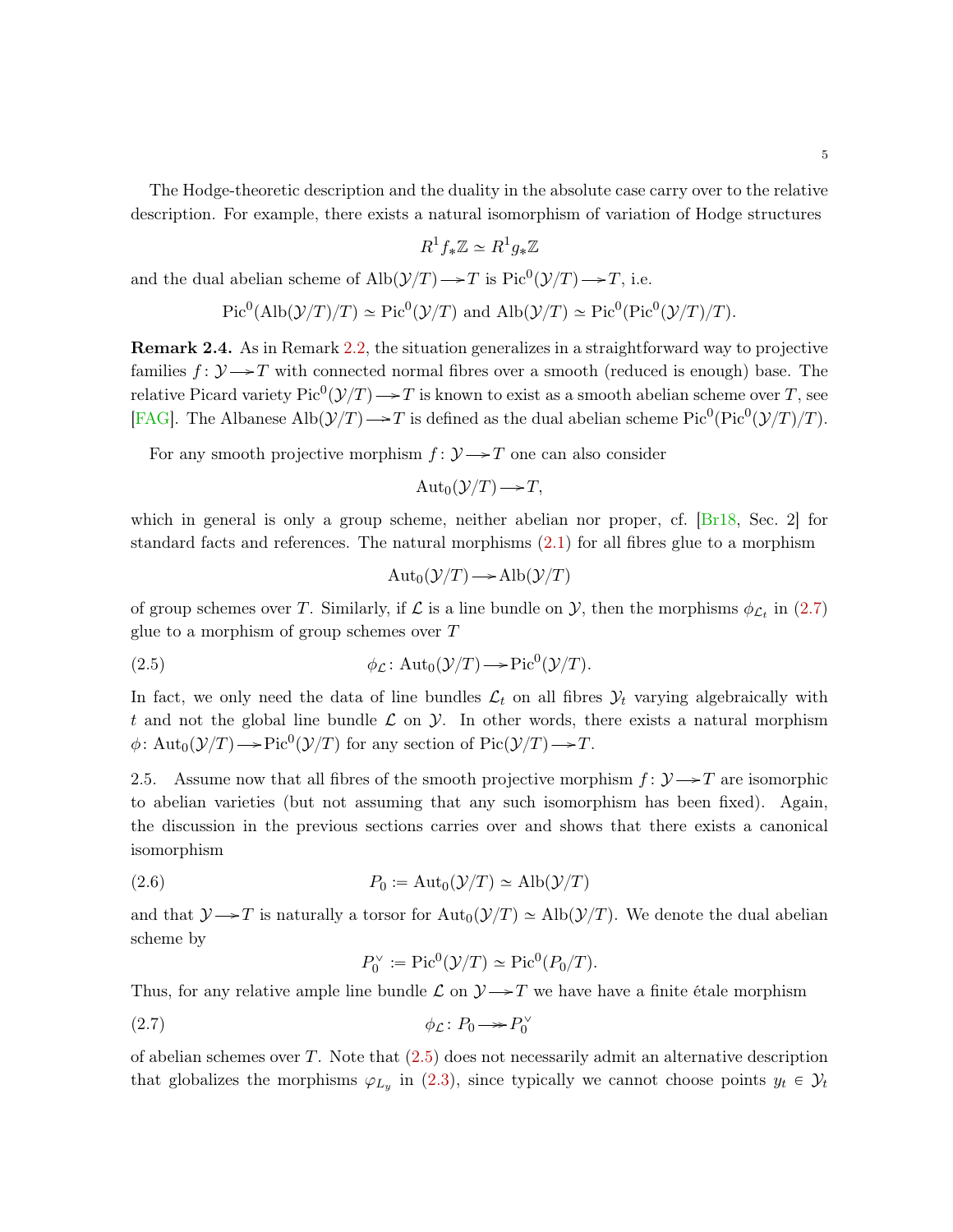The Hodge-theoretic description and the duality in the absolute case carry over to the relative description. For example, there exists a natural isomorphism of variation of Hodge structures

$$R^1 f_*\mathbb{Z} \simeq R^1 g_*\mathbb{Z}$$

and the dual abelian scheme of $\mathrm{Alb}(\mathcal{Y}/T) \longrightarrow T$ is $\mathrm{Pic}^0(\mathcal{Y}/T) \longrightarrow T$, i.e.

$$\mathrm{Pic}^0(\mathrm{Alb}(\mathcal{Y}/T)/T) \simeq \mathrm{Pic}^0(\mathcal{Y}/T) \text{ and } \mathrm{Alb}(\mathcal{Y}/T) \simeq \mathrm{Pic}^0(\mathrm{Pic}^0(\mathcal{Y}/T)/T).$$

**Remark 2.4.** As in Remark 2.2, the situation generalizes in a straightforward way to projective families $f\colon \mathcal{Y} \longrightarrow T$ with connected normal fibres over a smooth (reduced is enough) base. The relative Picard variety $\mathrm{Pic}^0(\mathcal{Y}/T) \longrightarrow T$ is known to exist as a smooth abelian scheme over $T$, see [FAG]. The Albanese $\mathrm{Alb}(\mathcal{Y}/T) \longrightarrow T$ is defined as the dual abelian scheme $\mathrm{Pic}^0(\mathrm{Pic}^0(\mathcal{Y}/T)/T)$.

For any smooth projective morphism $f\colon \mathcal{Y} \longrightarrow T$ one can also consider

$$\mathrm{Aut}_0(\mathcal{Y}/T) \longrightarrow T,$$

which in general is only a group scheme, neither abelian nor proper, cf. [Br18, Sec. 2] for standard facts and references. The natural morphisms (2.1) for all fibres glue to a morphism

$$\mathrm{Aut}_0(\mathcal{Y}/T) \longrightarrow \mathrm{Alb}(\mathcal{Y}/T)$$

of group schemes over $T$. Similarly, if $\mathcal{L}$ is a line bundle on $\mathcal{Y}$, then the morphisms $\phi_{\mathcal{L}_t}$ in (2.7) glue to a morphism of group schemes over $T$

$$\phi_{\mathcal{L}}\colon \mathrm{Aut}_0(\mathcal{Y}/T) \longrightarrow \mathrm{Pic}^0(\mathcal{Y}/T). \tag{2.5}$$

In fact, we only need the data of line bundles $\mathcal{L}_t$ on all fibres $\mathcal{Y}_t$ varying algebraically with $t$ and not the global line bundle $\mathcal{L}$ on $\mathcal{Y}$. In other words, there exists a natural morphism $\phi\colon \mathrm{Aut}_0(\mathcal{Y}/T) \longrightarrow \mathrm{Pic}^0(\mathcal{Y}/T)$ for any section of $\mathrm{Pic}(\mathcal{Y}/T) \longrightarrow T$.

2.5. Assume now that all fibres of the smooth projective morphism $f\colon \mathcal{Y} \longrightarrow T$ are isomorphic to abelian varieties (but not assuming that any such isomorphism has been fixed). Again, the discussion in the previous sections carries over and shows that there exists a canonical isomorphism

$$P_0 \coloneqq \mathrm{Aut}_0(\mathcal{Y}/T) \simeq \mathrm{Alb}(\mathcal{Y}/T) \tag{2.6}$$

and that $\mathcal{Y} \longrightarrow T$ is naturally a torsor for $\mathrm{Aut}_0(\mathcal{Y}/T) \simeq \mathrm{Alb}(\mathcal{Y}/T)$. We denote the dual abelian scheme by

$$P_0^\vee \coloneqq \mathrm{Pic}^0(\mathcal{Y}/T) \simeq \mathrm{Pic}^0(P_0/T).$$

Thus, for any relative ample line bundle $\mathcal{L}$ on $\mathcal{Y} \longrightarrow T$ we have have a finite étale morphism

$$\phi_{\mathcal{L}}\colon P_0 \twoheadrightarrow P_0^\vee \tag{2.7}$$

of abelian schemes over $T$. Note that (2.5) does not necessarily admit an alternative description that globalizes the morphisms $\varphi_{L_y}$ in (2.3), since typically we cannot choose points $y_t \in \mathcal{Y}_t$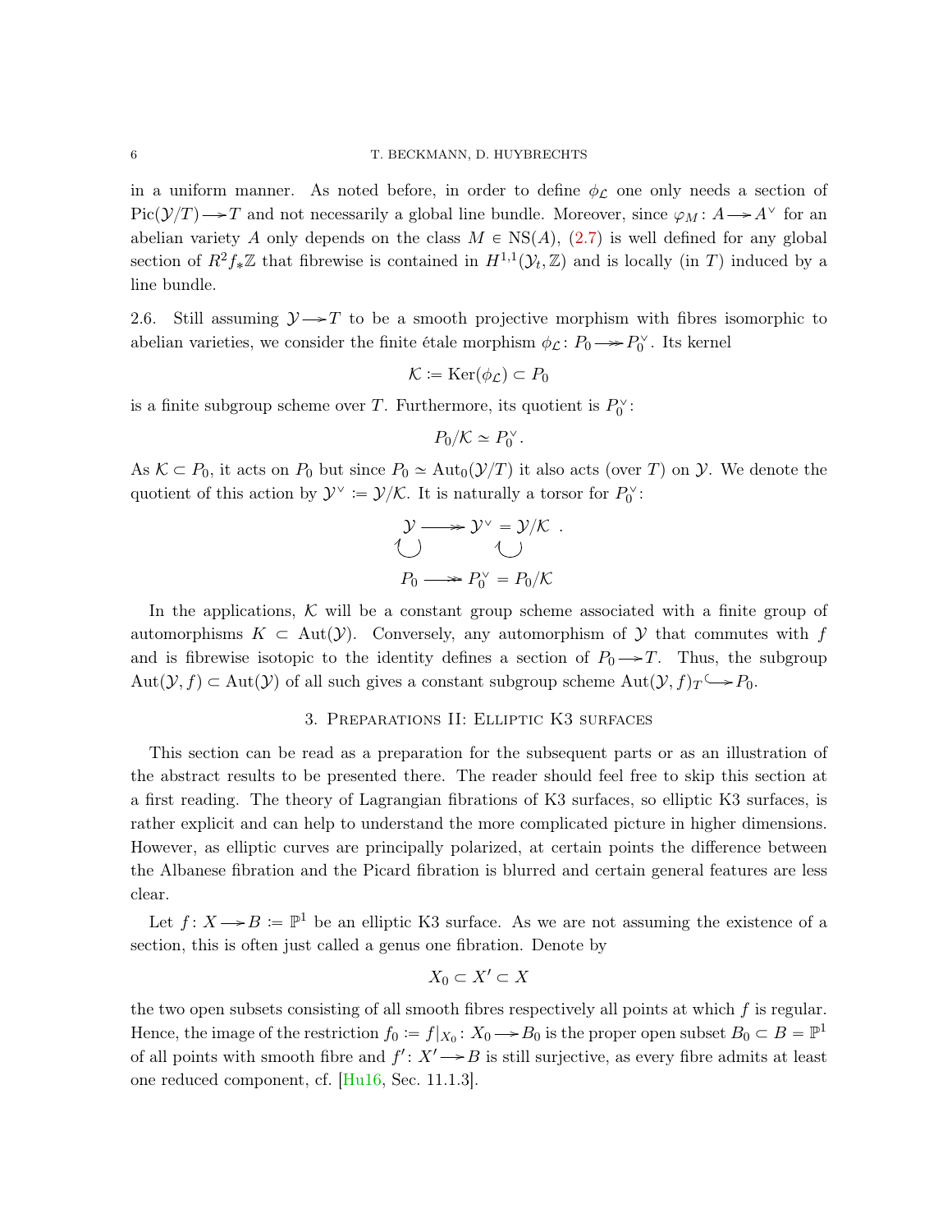in a uniform manner. As noted before, in order to define $\phi_{\mathcal{L}}$ one only needs a section of $\mathrm{Pic}(\mathcal{Y}/T) \longrightarrow T$ and not necessarily a global line bundle. Moreover, since $\varphi_M \colon A \longrightarrow A^\vee$ for an abelian variety $A$ only depends on the class $M \in \mathrm{NS}(A)$, (2.7) is well defined for any global section of $R^2 f_* \mathbb{Z}$ that fibrewise is contained in $H^{1,1}(\mathcal{Y}_t, \mathbb{Z})$ and is locally (in $T$) induced by a line bundle.

2.6. Still assuming $\mathcal{Y} \longrightarrow T$ to be a smooth projective morphism with fibres isomorphic to abelian varieties, we consider the finite étale morphism $\phi_{\mathcal{L}} \colon P_0 \twoheadrightarrow P_0^\vee$. Its kernel

$$\mathcal{K} := \mathrm{Ker}(\phi_{\mathcal{L}}) \subset P_0$$

is a finite subgroup scheme over $T$. Furthermore, its quotient is $P_0^\vee$:

$$P_0/\mathcal{K} \simeq P_0^\vee.$$

As $\mathcal{K} \subset P_0$, it acts on $P_0$ but since $P_0 \simeq \mathrm{Aut}_0(\mathcal{Y}/T)$ it also acts (over $T$) on $\mathcal{Y}$. We denote the quotient of this action by $\mathcal{Y}^\vee := \mathcal{Y}/\mathcal{K}$. It is naturally a torsor for $P_0^\vee$:

$$\begin{array}{ccc} \mathcal{Y} & \twoheadrightarrow & \mathcal{Y}^\vee = \mathcal{Y}/\mathcal{K} \\ \circlearrowleft & & \circlearrowleft \\ P_0 & \twoheadrightarrow & P_0^\vee = P_0/\mathcal{K} \end{array}$$

In the applications, $\mathcal{K}$ will be a constant group scheme associated with a finite group of automorphisms $K \subset \mathrm{Aut}(\mathcal{Y})$. Conversely, any automorphism of $\mathcal{Y}$ that commutes with $f$ and is fibrewise isotopic to the identity defines a section of $P_0 \longrightarrow T$. Thus, the subgroup $\mathrm{Aut}(\mathcal{Y}, f) \subset \mathrm{Aut}(\mathcal{Y})$ of all such gives a constant subgroup scheme $\mathrm{Aut}(\mathcal{Y}, f)_T \hookrightarrow P_0$.

## 3. Preparations II: Elliptic K3 surfaces

This section can be read as a preparation for the subsequent parts or as an illustration of the abstract results to be presented there. The reader should feel free to skip this section at a first reading. The theory of Lagrangian fibrations of K3 surfaces, so elliptic K3 surfaces, is rather explicit and can help to understand the more complicated picture in higher dimensions. However, as elliptic curves are principally polarized, at certain points the difference between the Albanese fibration and the Picard fibration is blurred and certain general features are less clear.

Let $f \colon X \longrightarrow B := \mathbb{P}^1$ be an elliptic K3 surface. As we are not assuming the existence of a section, this is often just called a genus one fibration. Denote by

$$X_0 \subset X' \subset X$$

the two open subsets consisting of all smooth fibres respectively all points at which $f$ is regular. Hence, the image of the restriction $f_0 := f|_{X_0} \colon X_0 \longrightarrow B_0$ is the proper open subset $B_0 \subset B = \mathbb{P}^1$ of all points with smooth fibre and $f' \colon X' \longrightarrow B$ is still surjective, as every fibre admits at least one reduced component, cf. [Hu16, Sec. 11.1.3].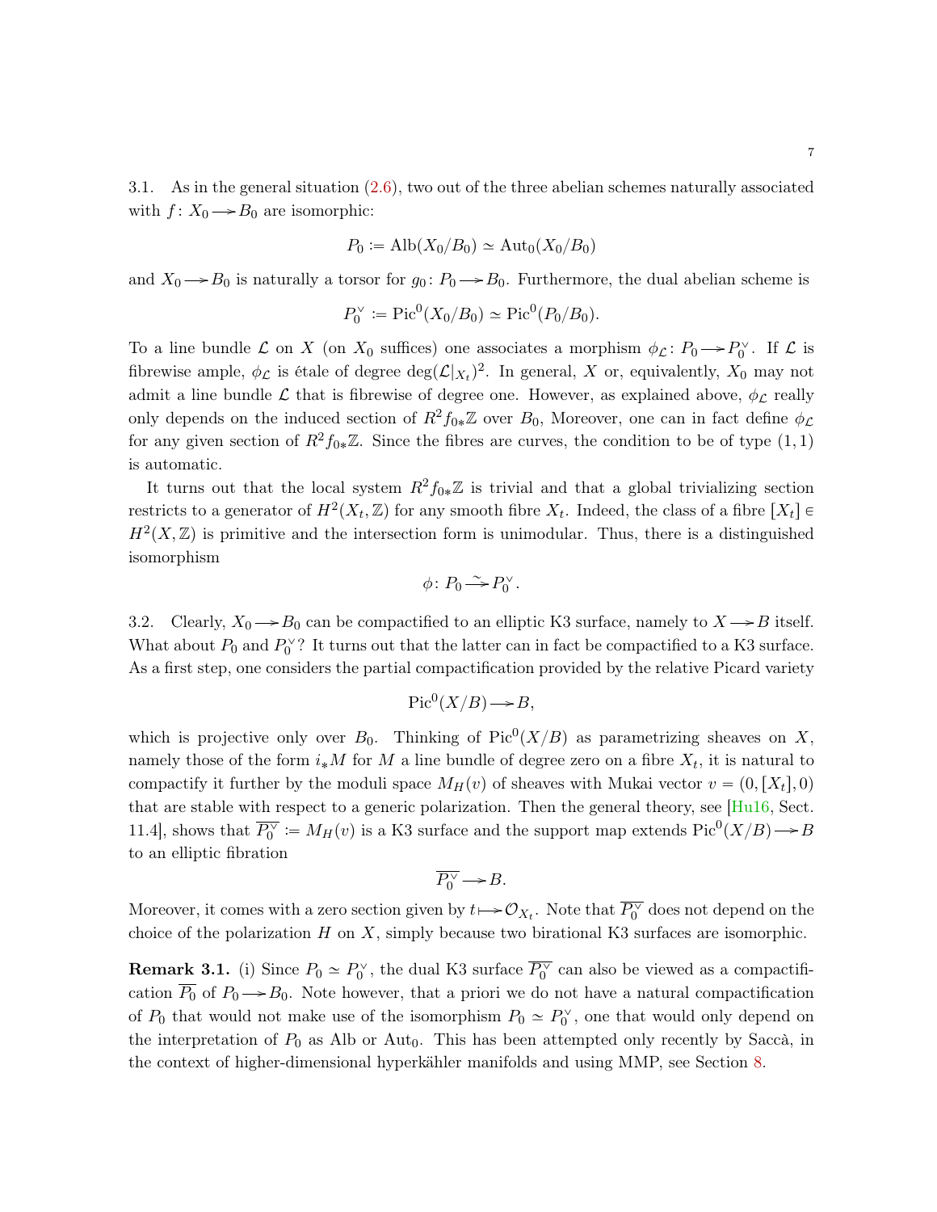3.1. As in the general situation (2.6), two out of the three abelian schemes naturally associated with $f\colon X_0 \twoheadrightarrow B_0$ are isomorphic:

$$P_0 \coloneqq \mathrm{Alb}(X_0/B_0) \simeq \mathrm{Aut}_0(X_0/B_0)$$

and $X_0 \twoheadrightarrow B_0$ is naturally a torsor for $g_0\colon P_0 \twoheadrightarrow B_0$. Furthermore, the dual abelian scheme is

$$P_0^\vee \coloneqq \mathrm{Pic}^0(X_0/B_0) \simeq \mathrm{Pic}^0(P_0/B_0).$$

To a line bundle $\mathcal{L}$ on $X$ (on $X_0$ suffices) one associates a morphism $\phi_{\mathcal{L}}\colon P_0 \twoheadrightarrow P_0^\vee$. If $\mathcal{L}$ is fibrewise ample, $\phi_{\mathcal{L}}$ is étale of degree $\deg(\mathcal{L}|_{X_t})^2$. In general, $X$ or, equivalently, $X_0$ may not admit a line bundle $\mathcal{L}$ that is fibrewise of degree one. However, as explained above, $\phi_{\mathcal{L}}$ really only depends on the induced section of $R^2 f_{0*}\mathbb{Z}$ over $B_0$, Moreover, one can in fact define $\phi_{\mathcal{L}}$ for any given section of $R^2 f_{0*}\mathbb{Z}$. Since the fibres are curves, the condition to be of type $(1,1)$ is automatic.

It turns out that the local system $R^2 f_{0*}\mathbb{Z}$ is trivial and that a global trivializing section restricts to a generator of $H^2(X_t,\mathbb{Z})$ for any smooth fibre $X_t$. Indeed, the class of a fibre $[X_t] \in H^2(X,\mathbb{Z})$ is primitive and the intersection form is unimodular. Thus, there is a distinguished isomorphism

$$\phi\colon P_0 \xrightarrow{\sim} P_0^\vee.$$

3.2. Clearly, $X_0 \twoheadrightarrow B_0$ can be compactified to an elliptic K3 surface, namely to $X \twoheadrightarrow B$ itself. What about $P_0$ and $P_0^\vee$? It turns out that the latter can in fact be compactified to a K3 surface. As a first step, one considers the partial compactification provided by the relative Picard variety

$$\mathrm{Pic}^0(X/B) \twoheadrightarrow B,$$

which is projective only over $B_0$. Thinking of $\mathrm{Pic}^0(X/B)$ as parametrizing sheaves on $X$, namely those of the form $i_*M$ for $M$ a line bundle of degree zero on a fibre $X_t$, it is natural to compactify it further by the moduli space $M_H(v)$ of sheaves with Mukai vector $v = (0,[X_t],0)$ that are stable with respect to a generic polarization. Then the general theory, see [Hu16, Sect. 11.4], shows that $\overline{P_0^\vee} \coloneqq M_H(v)$ is a K3 surface and the support map extends $\mathrm{Pic}^0(X/B) \twoheadrightarrow B$ to an elliptic fibration

$$\overline{P_0^\vee} \twoheadrightarrow B.$$

Moreover, it comes with a zero section given by $t \longmapsto \mathcal{O}_{X_t}$. Note that $\overline{P_0^\vee}$ does not depend on the choice of the polarization $H$ on $X$, simply because two birational K3 surfaces are isomorphic.

**Remark 3.1.** (i) Since $P_0 \simeq P_0^\vee$, the dual K3 surface $\overline{P_0^\vee}$ can also be viewed as a compactification $\overline{P_0}$ of $P_0 \twoheadrightarrow B_0$. Note however, that a priori we do not have a natural compactification of $P_0$ that would not make use of the isomorphism $P_0 \simeq P_0^\vee$, one that would only depend on the interpretation of $P_0$ as Alb or $\mathrm{Aut}_0$. This has been attempted only recently by Saccà, in the context of higher-dimensional hyperkähler manifolds and using MMP, see Section 8.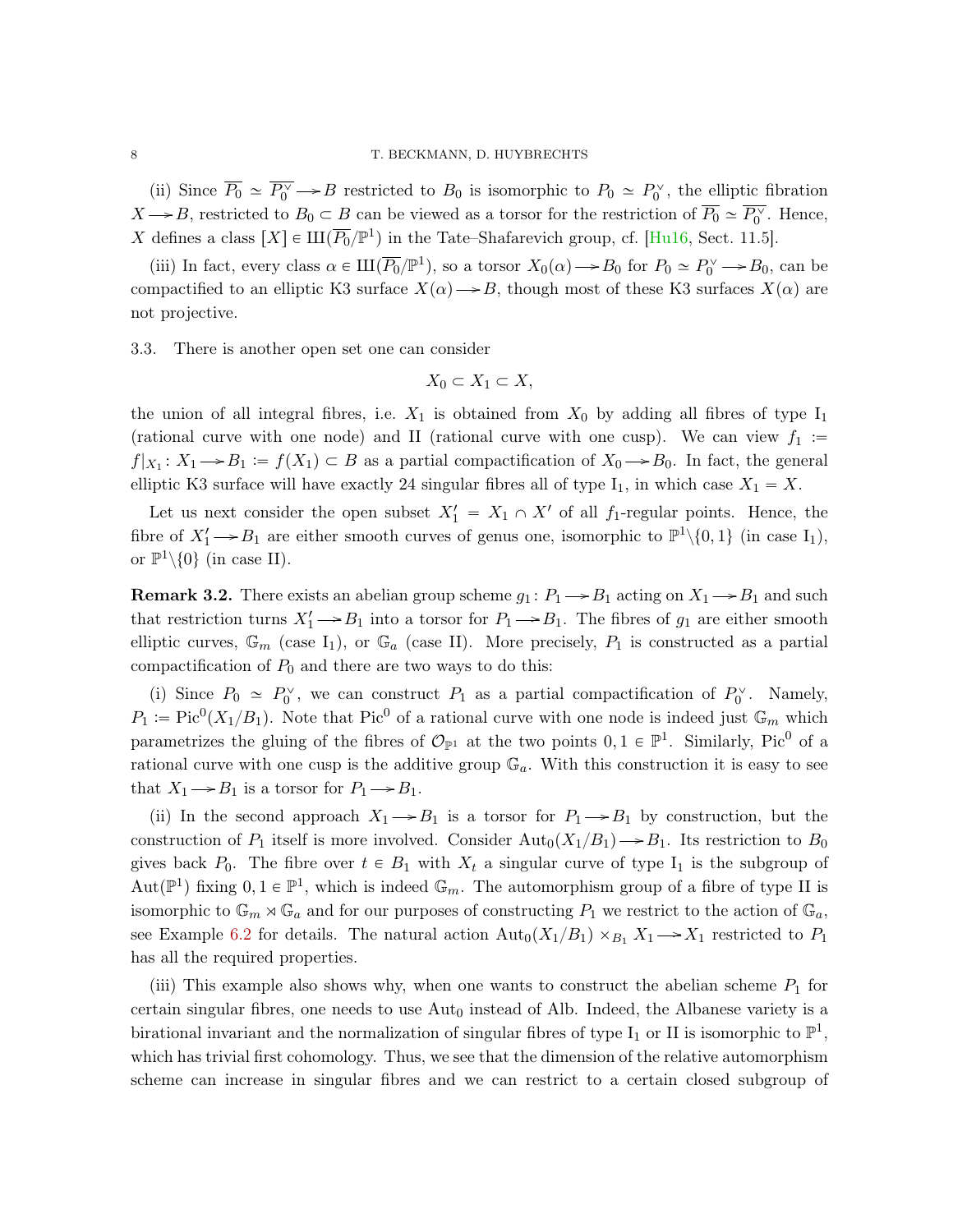(ii) Since $\overline{P_0} \simeq \overline{P_0^\vee} \twoheadrightarrow B$ restricted to $B_0$ is isomorphic to $P_0 \simeq P_0^\vee$, the elliptic fibration $X \twoheadrightarrow B$, restricted to $B_0 \subset B$ can be viewed as a torsor for the restriction of $\overline{P_0} \simeq \overline{P_0^\vee}$. Hence, $X$ defines a class $[X] \in Ш(\overline{P_0}/\mathbb{P}^1)$ in the Tate–Shafarevich group, cf. [Hu16, Sect. 11.5].

(iii) In fact, every class $\alpha \in Ш(\overline{P_0}/\mathbb{P}^1)$, so a torsor $X_0(\alpha) \twoheadrightarrow B_0$ for $P_0 \simeq P_0^\vee \twoheadrightarrow B_0$, can be compactified to an elliptic K3 surface $X(\alpha) \twoheadrightarrow B$, though most of these K3 surfaces $X(\alpha)$ are not projective.

3.3. There is another open set one can consider

$$X_0 \subset X_1 \subset X,$$

the union of all integral fibres, i.e. $X_1$ is obtained from $X_0$ by adding all fibres of type $\mathrm{I}_1$ (rational curve with one node) and II (rational curve with one cusp). We can view $f_1 := f|_{X_1} \colon X_1 \twoheadrightarrow B_1 := f(X_1) \subset B$ as a partial compactification of $X_0 \twoheadrightarrow B_0$. In fact, the general elliptic K3 surface will have exactly 24 singular fibres all of type $\mathrm{I}_1$, in which case $X_1 = X$.

Let us next consider the open subset $X_1' = X_1 \cap X'$ of all $f_1$-regular points. Hence, the fibre of $X_1' \twoheadrightarrow B_1$ are either smooth curves of genus one, isomorphic to $\mathbb{P}^1 \backslash \{0,1\}$ (in case $\mathrm{I}_1$), or $\mathbb{P}^1 \backslash \{0\}$ (in case II).

**Remark 3.2.** There exists an abelian group scheme $g_1 \colon P_1 \twoheadrightarrow B_1$ acting on $X_1 \twoheadrightarrow B_1$ and such that restriction turns $X_1' \twoheadrightarrow B_1$ into a torsor for $P_1 \twoheadrightarrow B_1$. The fibres of $g_1$ are either smooth elliptic curves, $\mathbb{G}_m$ (case $\mathrm{I}_1$), or $\mathbb{G}_a$ (case II). More precisely, $P_1$ is constructed as a partial compactification of $P_0$ and there are two ways to do this:

(i) Since $P_0 \simeq P_0^\vee$, we can construct $P_1$ as a partial compactification of $P_0^\vee$. Namely, $P_1 := \mathrm{Pic}^0(X_1/B_1)$. Note that $\mathrm{Pic}^0$ of a rational curve with one node is indeed just $\mathbb{G}_m$ which parametrizes the gluing of the fibres of $\mathcal{O}_{\mathbb{P}^1}$ at the two points $0, 1 \in \mathbb{P}^1$. Similarly, $\mathrm{Pic}^0$ of a rational curve with one cusp is the additive group $\mathbb{G}_a$. With this construction it is easy to see that $X_1 \twoheadrightarrow B_1$ is a torsor for $P_1 \twoheadrightarrow B_1$.

(ii) In the second approach $X_1 \twoheadrightarrow B_1$ is a torsor for $P_1 \twoheadrightarrow B_1$ by construction, but the construction of $P_1$ itself is more involved. Consider $\mathrm{Aut}_0(X_1/B_1) \twoheadrightarrow B_1$. Its restriction to $B_0$ gives back $P_0$. The fibre over $t \in B_1$ with $X_t$ a singular curve of type $\mathrm{I}_1$ is the subgroup of $\mathrm{Aut}(\mathbb{P}^1)$ fixing $0, 1 \in \mathbb{P}^1$, which is indeed $\mathbb{G}_m$. The automorphism group of a fibre of type II is isomorphic to $\mathbb{G}_m \rtimes \mathbb{G}_a$ and for our purposes of constructing $P_1$ we restrict to the action of $\mathbb{G}_a$, see Example 6.2 for details. The natural action $\mathrm{Aut}_0(X_1/B_1) \times_{B_1} X_1 \twoheadrightarrow X_1$ restricted to $P_1$ has all the required properties.

(iii) This example also shows why, when one wants to construct the abelian scheme $P_1$ for certain singular fibres, one needs to use $\mathrm{Aut}_0$ instead of Alb. Indeed, the Albanese variety is a birational invariant and the normalization of singular fibres of type $\mathrm{I}_1$ or II is isomorphic to $\mathbb{P}^1$, which has trivial first cohomology. Thus, we see that the dimension of the relative automorphism scheme can increase in singular fibres and we can restrict to a certain closed subgroup of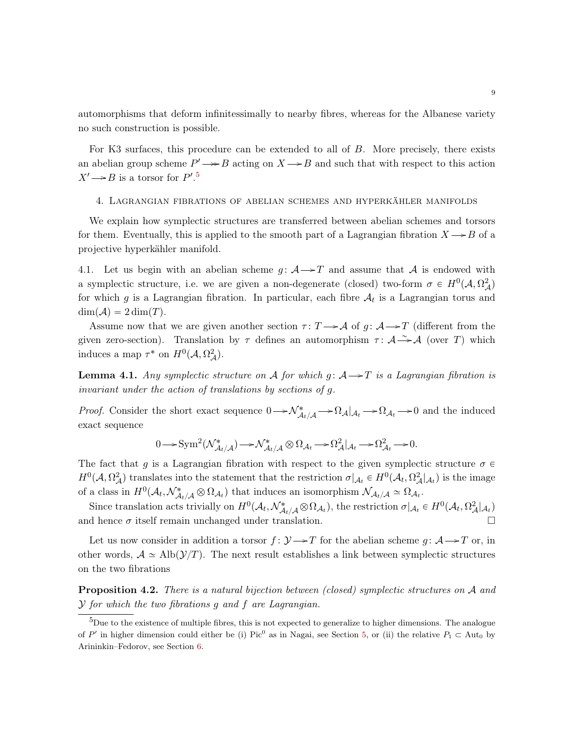automorphisms that deform infinitessimally to nearby fibres, whereas for the Albanese variety no such construction is possible.

For K3 surfaces, this procedure can be extended to all of $B$. More precisely, there exists an abelian group scheme $P' \twoheadrightarrow B$ acting on $X \twoheadrightarrow B$ and such that with respect to this action $X' \twoheadrightarrow B$ is a torsor for $P'$.[5]

## 4. Lagrangian fibrations of abelian schemes and hyperkähler manifolds

We explain how symplectic structures are transferred between abelian schemes and torsors for them. Eventually, this is applied to the smooth part of a Lagrangian fibration $X \twoheadrightarrow B$ of a projective hyperkähler manifold.

4.1. Let us begin with an abelian scheme $g\colon \mathcal{A} \twoheadrightarrow T$ and assume that $\mathcal{A}$ is endowed with a symplectic structure, i.e. we are given a non-degenerate (closed) two-form $\sigma \in H^0(\mathcal{A}, \Omega^2_{\mathcal{A}})$ for which $g$ is a Lagrangian fibration. In particular, each fibre $\mathcal{A}_t$ is a Lagrangian torus and $\dim(\mathcal{A}) = 2\dim(T)$.

Assume now that we are given another section $\tau\colon T \to \mathcal{A}$ of $g\colon \mathcal{A} \twoheadrightarrow T$ (different from the given zero-section). Translation by $\tau$ defines an automorphism $\tau\colon \mathcal{A} \xrightarrow{\sim} \mathcal{A}$ (over $T$) which induces a map $\tau^*$ on $H^0(\mathcal{A}, \Omega^2_{\mathcal{A}})$.

**Lemma 4.1.** *Any symplectic structure on $\mathcal{A}$ for which $g\colon \mathcal{A} \twoheadrightarrow T$ is a Lagrangian fibration is invariant under the action of translations by sections of $g$.*

*Proof.* Consider the short exact sequence $0 \to \mathcal{N}^*_{\mathcal{A}_t/\mathcal{A}} \to \Omega_{\mathcal{A}}|_{\mathcal{A}_t} \to \Omega_{\mathcal{A}_t} \to 0$ and the induced exact sequence

$$0 \to \mathrm{Sym}^2(\mathcal{N}^*_{\mathcal{A}_t/\mathcal{A}}) \to \mathcal{N}^*_{\mathcal{A}_t/\mathcal{A}} \otimes \Omega_{\mathcal{A}_t} \to \Omega^2_{\mathcal{A}}|_{\mathcal{A}_t} \to \Omega^2_{\mathcal{A}_t} \to 0.$$

The fact that $g$ is a Lagrangian fibration with respect to the given symplectic structure $\sigma \in H^0(\mathcal{A}, \Omega^2_{\mathcal{A}})$ translates into the statement that the restriction $\sigma|_{\mathcal{A}_t} \in H^0(\mathcal{A}_t, \Omega^2_{\mathcal{A}}|_{\mathcal{A}_t})$ is the image of a class in $H^0(\mathcal{A}_t, \mathcal{N}^*_{\mathcal{A}_t/\mathcal{A}} \otimes \Omega_{\mathcal{A}_t})$ that induces an isomorphism $\mathcal{N}_{\mathcal{A}_t/\mathcal{A}} \simeq \Omega_{\mathcal{A}_t}$.

Since translation acts trivially on $H^0(\mathcal{A}_t, \mathcal{N}^*_{\mathcal{A}_t/\mathcal{A}} \otimes \Omega_{\mathcal{A}_t})$, the restriction $\sigma|_{\mathcal{A}_t} \in H^0(\mathcal{A}_t, \Omega^2_{\mathcal{A}}|_{\mathcal{A}_t})$ and hence $\sigma$ itself remain unchanged under translation. □

Let us now consider in addition a torsor $f\colon \mathcal{Y} \twoheadrightarrow T$ for the abelian scheme $g\colon \mathcal{A} \twoheadrightarrow T$ or, in other words, $\mathcal{A} \simeq \mathrm{Alb}(\mathcal{Y}/T)$. The next result establishes a link between symplectic structures on the two fibrations

**Proposition 4.2.** *There is a natural bijection between (closed) symplectic structures on $\mathcal{A}$ and $\mathcal{Y}$ for which the two fibrations $g$ and $f$ are Lagrangian.*

---

[5] Due to the existence of multiple fibres, this is not expected to generalize to higher dimensions. The analogue of $P'$ in higher dimension could either be (i) $\mathrm{Pic}^0$ as in Nagai, see Section 5, or (ii) the relative $P_1 \subset \mathrm{Aut}_0$ by Arininkin–Fedorov, see Section 6.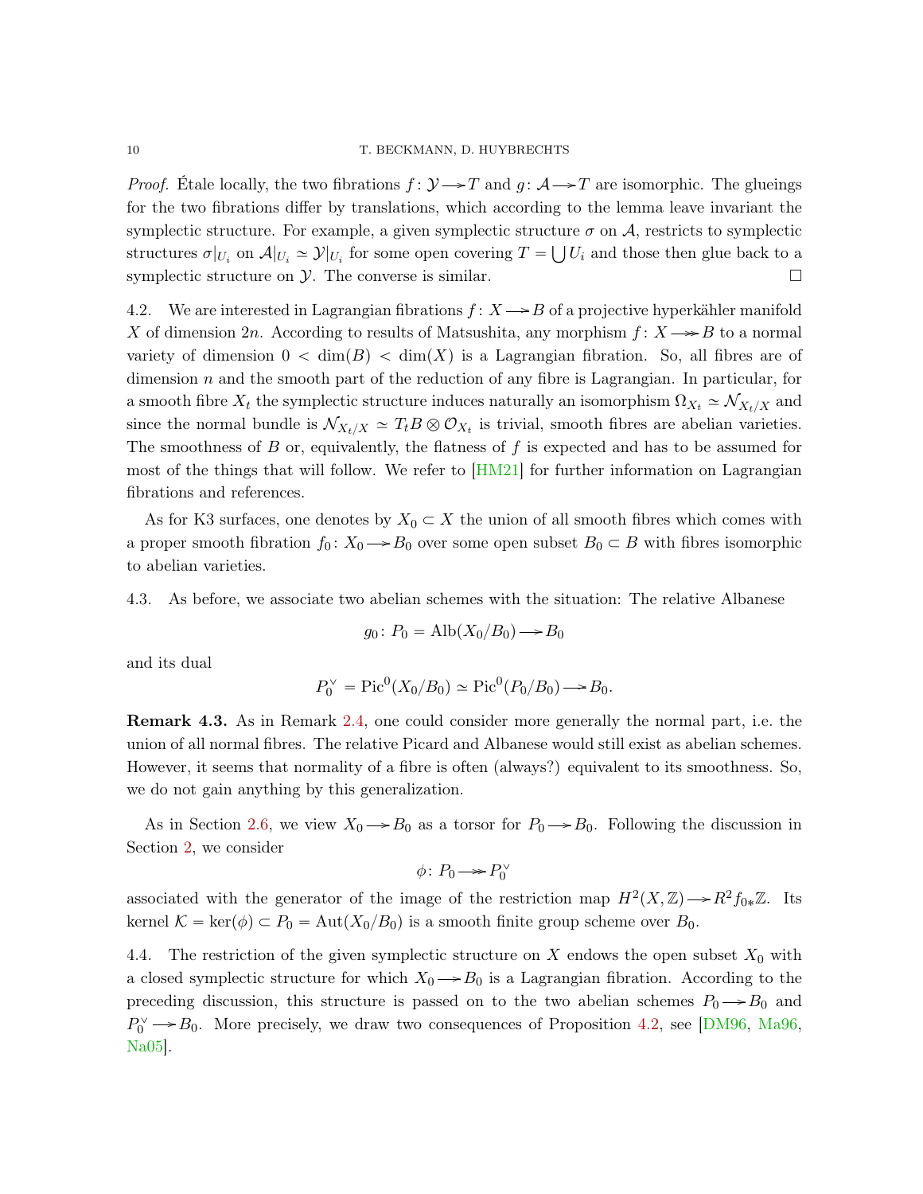*Proof.* Étale locally, the two fibrations $f\colon \mathcal{Y} \longrightarrow T$ and $g\colon \mathcal{A} \longrightarrow T$ are isomorphic. The glueings for the two fibrations differ by translations, which according to the lemma leave invariant the symplectic structure. For example, a given symplectic structure $\sigma$ on $\mathcal{A}$, restricts to symplectic structures $\sigma|_{U_i}$ on $\mathcal{A}|_{U_i} \simeq \mathcal{Y}|_{U_i}$ for some open covering $T = \bigcup U_i$ and those then glue back to a symplectic structure on $\mathcal{Y}$. The converse is similar. □

4.2. We are interested in Lagrangian fibrations $f\colon X \longrightarrow B$ of a projective hyperkähler manifold $X$ of dimension $2n$. According to results of Matsushita, any morphism $f\colon X \twoheadrightarrow B$ to a normal variety of dimension $0 < \dim(B) < \dim(X)$ is a Lagrangian fibration. So, all fibres are of dimension $n$ and the smooth part of the reduction of any fibre is Lagrangian. In particular, for a smooth fibre $X_t$ the symplectic structure induces naturally an isomorphism $\Omega_{X_t} \simeq \mathcal{N}_{X_t/X}$ and since the normal bundle is $\mathcal{N}_{X_t/X} \simeq T_tB \otimes \mathcal{O}_{X_t}$ is trivial, smooth fibres are abelian varieties. The smoothness of $B$ or, equivalently, the flatness of $f$ is expected and has to be assumed for most of the things that will follow. We refer to [HM21] for further information on Lagrangian fibrations and references.

As for K3 surfaces, one denotes by $X_0 \subset X$ the union of all smooth fibres which comes with a proper smooth fibration $f_0\colon X_0 \longrightarrow B_0$ over some open subset $B_0 \subset B$ with fibres isomorphic to abelian varieties.

4.3. As before, we associate two abelian schemes with the situation: The relative Albanese

$$g_0\colon P_0 = \mathrm{Alb}(X_0/B_0) \longrightarrow B_0$$

and its dual

$$P_0^\vee = \mathrm{Pic}^0(X_0/B_0) \simeq \mathrm{Pic}^0(P_0/B_0) \longrightarrow B_0.$$

**Remark 4.3.** As in Remark 2.4, one could consider more generally the normal part, i.e. the union of all normal fibres. The relative Picard and Albanese would still exist as abelian schemes. However, it seems that normality of a fibre is often (always?) equivalent to its smoothness. So, we do not gain anything by this generalization.

As in Section 2.6, we view $X_0 \longrightarrow B_0$ as a torsor for $P_0 \longrightarrow B_0$. Following the discussion in Section 2, we consider

$$\phi\colon P_0 \twoheadrightarrow P_0^\vee$$

associated with the generator of the image of the restriction map $H^2(X,\mathbb{Z}) \longrightarrow R^2 f_{0*}\mathbb{Z}$. Its kernel $\mathcal{K} = \ker(\phi) \subset P_0 = \mathrm{Aut}(X_0/B_0)$ is a smooth finite group scheme over $B_0$.

4.4. The restriction of the given symplectic structure on $X$ endows the open subset $X_0$ with a closed symplectic structure for which $X_0 \longrightarrow B_0$ is a Lagrangian fibration. According to the preceding discussion, this structure is passed on to the two abelian schemes $P_0 \longrightarrow B_0$ and $P_0^\vee \longrightarrow B_0$. More precisely, we draw two consequences of Proposition 4.2, see [DM96, Ma96, Na05].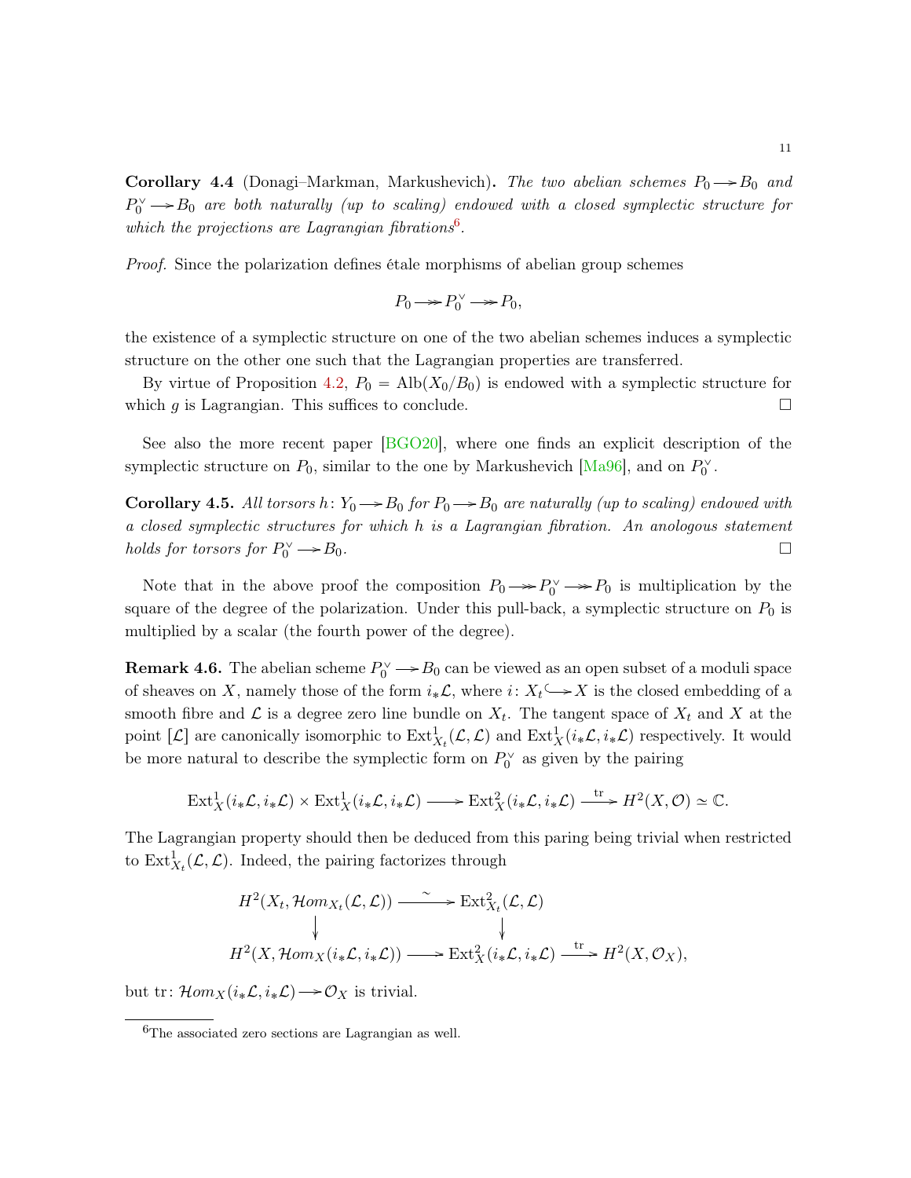**Corollary 4.4** (Donagi–Markman, Markushevich)**.** *The two abelian schemes $P_0 \to B_0$ and $P_0^\vee \to B_0$ are both naturally (up to scaling) endowed with a closed symplectic structure for which the projections are Lagrangian fibrations*[6]*.*

*Proof.* Since the polarization defines étale morphisms of abelian group schemes

$$P_0 \twoheadrightarrow P_0^\vee \twoheadrightarrow P_0,$$

the existence of a symplectic structure on one of the two abelian schemes induces a symplectic structure on the other one such that the Lagrangian properties are transferred.

By virtue of Proposition 4.2, $P_0 = \mathrm{Alb}(X_0/B_0)$ is endowed with a symplectic structure for which $g$ is Lagrangian. This suffices to conclude. □

See also the more recent paper [BGO20], where one finds an explicit description of the symplectic structure on $P_0$, similar to the one by Markushevich [Ma96], and on $P_0^\vee$.

**Corollary 4.5.** *All torsors $h\colon Y_0 \to B_0$ for $P_0 \to B_0$ are naturally (up to scaling) endowed with a closed symplectic structures for which $h$ is a Lagrangian fibration. An anologous statement holds for torsors for $P_0^\vee \to B_0$.* □

Note that in the above proof the composition $P_0 \twoheadrightarrow P_0^\vee \twoheadrightarrow P_0$ is multiplication by the square of the degree of the polarization. Under this pull-back, a symplectic structure on $P_0$ is multiplied by a scalar (the fourth power of the degree).

**Remark 4.6.** The abelian scheme $P_0^\vee \to B_0$ can be viewed as an open subset of a moduli space of sheaves on $X$, namely those of the form $i_*\mathcal{L}$, where $i\colon X_t \hookrightarrow X$ is the closed embedding of a smooth fibre and $\mathcal{L}$ is a degree zero line bundle on $X_t$. The tangent space of $X_t$ and $X$ at the point $[\mathcal{L}]$ are canonically isomorphic to $\mathrm{Ext}^1_{X_t}(\mathcal{L},\mathcal{L})$ and $\mathrm{Ext}^1_X(i_*\mathcal{L}, i_*\mathcal{L})$ respectively. It would be more natural to describe the symplectic form on $P_0^\vee$ as given by the pairing

$$\mathrm{Ext}^1_X(i_*\mathcal{L}, i_*\mathcal{L}) \times \mathrm{Ext}^1_X(i_*\mathcal{L}, i_*\mathcal{L}) \longrightarrow \mathrm{Ext}^2_X(i_*\mathcal{L}, i_*\mathcal{L}) \xrightarrow{\ \mathrm{tr}\ } H^2(X,\mathcal{O}) \simeq \mathbb{C}.$$

The Lagrangian property should then be deduced from this paring being trivial when restricted to $\mathrm{Ext}^1_{X_t}(\mathcal{L},\mathcal{L})$. Indeed, the pairing factorizes through

$$\begin{array}{ccccc} H^2(X_t, \mathcal{H}om_{X_t}(\mathcal{L},\mathcal{L})) & \xrightarrow{\ \sim\ } & \mathrm{Ext}^2_{X_t}(\mathcal{L},\mathcal{L}) & & \\ \downarrow & & \downarrow & & \\ H^2(X, \mathcal{H}om_X(i_*\mathcal{L}, i_*\mathcal{L})) & \longrightarrow & \mathrm{Ext}^2_X(i_*\mathcal{L}, i_*\mathcal{L}) & \xrightarrow{\ \mathrm{tr}\ } & H^2(X,\mathcal{O}_X), \end{array}$$

but $\mathrm{tr}\colon \mathcal{H}om_X(i_*\mathcal{L}, i_*\mathcal{L}) \to \mathcal{O}_X$ is trivial.

---

[6] The associated zero sections are Lagrangian as well.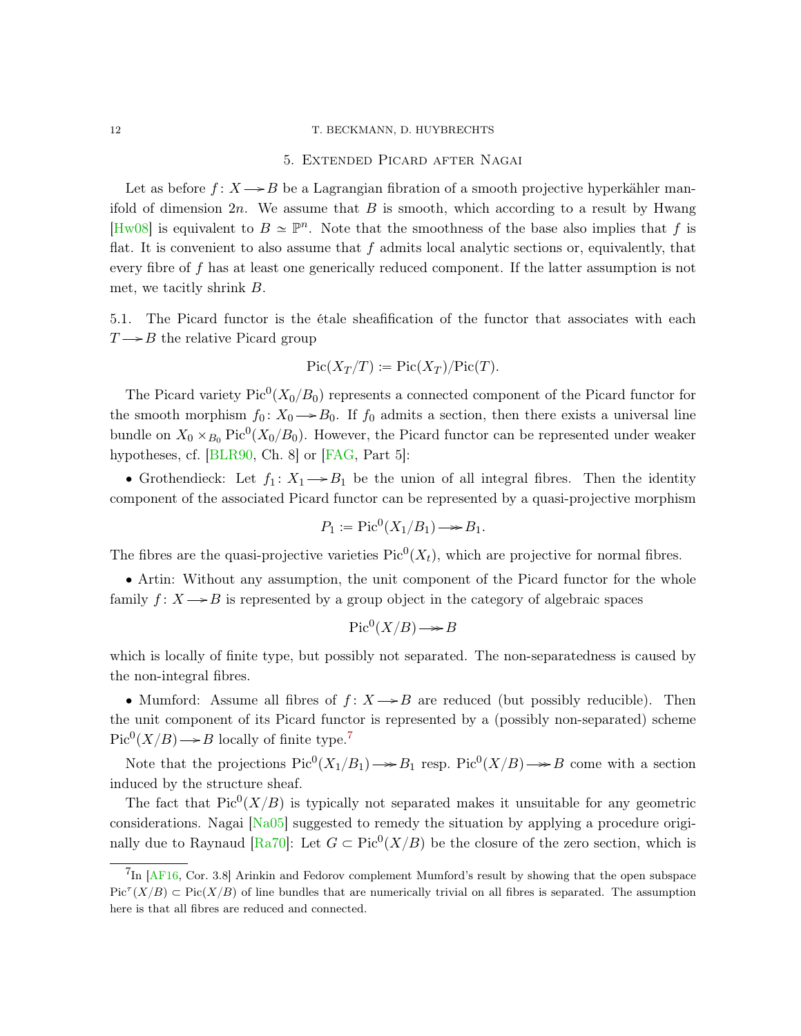## 5. Extended Picard after Nagai

Let as before $f\colon X \twoheadrightarrow B$ be a Lagrangian fibration of a smooth projective hyperkähler manifold of dimension $2n$. We assume that $B$ is smooth, which according to a result by Hwang [Hw08] is equivalent to $B \simeq \mathbb{P}^n$. Note that the smoothness of the base also implies that $f$ is flat. It is convenient to also assume that $f$ admits local analytic sections or, equivalently, that every fibre of $f$ has at least one generically reduced component. If the latter assumption is not met, we tacitly shrink $B$.

5.1. The Picard functor is the étale sheafification of the functor that associates with each $T \twoheadrightarrow B$ the relative Picard group

$$\mathrm{Pic}(X_T/T) := \mathrm{Pic}(X_T)/\mathrm{Pic}(T).$$

The Picard variety $\mathrm{Pic}^0(X_0/B_0)$ represents a connected component of the Picard functor for the smooth morphism $f_0\colon X_0 \twoheadrightarrow B_0$. If $f_0$ admits a section, then there exists a universal line bundle on $X_0 \times_{B_0} \mathrm{Pic}^0(X_0/B_0)$. However, the Picard functor can be represented under weaker hypotheses, cf. [BLR90, Ch. 8] or [FAG, Part 5]:

• Grothendieck: Let $f_1\colon X_1 \twoheadrightarrow B_1$ be the union of all integral fibres. Then the identity component of the associated Picard functor can be represented by a quasi-projective morphism

$$P_1 := \mathrm{Pic}^0(X_1/B_1) \twoheadrightarrow B_1.$$

The fibres are the quasi-projective varieties $\mathrm{Pic}^0(X_t)$, which are projective for normal fibres.

• Artin: Without any assumption, the unit component of the Picard functor for the whole family $f\colon X \twoheadrightarrow B$ is represented by a group object in the category of algebraic spaces

$$\mathrm{Pic}^0(X/B) \twoheadrightarrow B$$

which is locally of finite type, but possibly not separated. The non-separatedness is caused by the non-integral fibres.

• Mumford: Assume all fibres of $f\colon X \twoheadrightarrow B$ are reduced (but possibly reducible). Then the unit component of its Picard functor is represented by a (possibly non-separated) scheme $\mathrm{Pic}^0(X/B) \twoheadrightarrow B$ locally of finite type.[7]

Note that the projections $\mathrm{Pic}^0(X_1/B_1) \twoheadrightarrow B_1$ resp. $\mathrm{Pic}^0(X/B) \twoheadrightarrow B$ come with a section induced by the structure sheaf.

The fact that $\mathrm{Pic}^0(X/B)$ is typically not separated makes it unsuitable for any geometric considerations. Nagai [Na05] suggested to remedy the situation by applying a procedure originally due to Raynaud [Ra70]: Let $G \subset \mathrm{Pic}^0(X/B)$ be the closure of the zero section, which is

[7] In [AF16, Cor. 3.8] Arinkin and Fedorov complement Mumford's result by showing that the open subspace $\mathrm{Pic}^\tau(X/B) \subset \mathrm{Pic}(X/B)$ of line bundles that are numerically trivial on all fibres is separated. The assumption here is that all fibres are reduced and connected.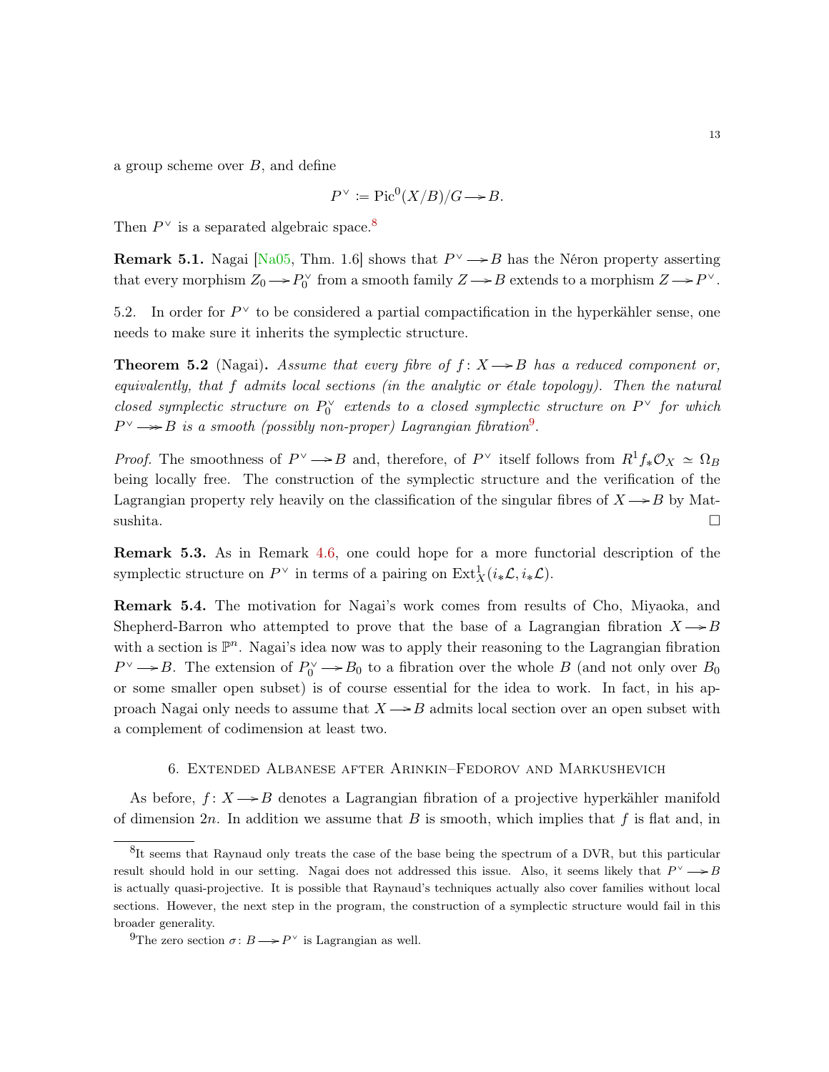a group scheme over $B$, and define

$$P^\vee := \mathrm{Pic}^0(X/B)/G \longrightarrow B.$$

Then $P^\vee$ is a separated algebraic space.[8]

**Remark 5.1.** Nagai [Na05, Thm. 1.6] shows that $P^\vee \longrightarrow B$ has the Néron property asserting that every morphism $Z_0 \longrightarrow P_0^\vee$ from a smooth family $Z \longrightarrow B$ extends to a morphism $Z \longrightarrow P^\vee$.

5.2. In order for $P^\vee$ to be considered a partial compactification in the hyperkähler sense, one needs to make sure it inherits the symplectic structure.

**Theorem 5.2** (Nagai)**.** *Assume that every fibre of $f\colon X \longrightarrow B$ has a reduced component or, equivalently, that $f$ admits local sections (in the analytic or étale topology). Then the natural closed symplectic structure on $P_0^\vee$ extends to a closed symplectic structure on $P^\vee$ for which $P^\vee \longrightarrow B$ is a smooth (possibly non-proper) Lagrangian fibration*[9]*.*

*Proof.* The smoothness of $P^\vee \longrightarrow B$ and, therefore, of $P^\vee$ itself follows from $R^1 f_* \mathcal{O}_X \simeq \Omega_B$ being locally free. The construction of the symplectic structure and the verification of the Lagrangian property rely heavily on the classification of the singular fibres of $X \longrightarrow B$ by Matsushita. □

**Remark 5.3.** As in Remark 4.6, one could hope for a more functorial description of the symplectic structure on $P^\vee$ in terms of a pairing on $\mathrm{Ext}^1_X(i_*\mathcal{L}, i_*\mathcal{L})$.

**Remark 5.4.** The motivation for Nagai's work comes from results of Cho, Miyaoka, and Shepherd-Barron who attempted to prove that the base of a Lagrangian fibration $X \longrightarrow B$ with a section is $\mathbb{P}^n$. Nagai's idea now was to apply their reasoning to the Lagrangian fibration $P^\vee \longrightarrow B$. The extension of $P_0^\vee \longrightarrow B_0$ to a fibration over the whole $B$ (and not only over $B_0$ or some smaller open subset) is of course essential for the idea to work. In fact, in his approach Nagai only needs to assume that $X \longrightarrow B$ admits local section over an open subset with a complement of codimension at least two.

## 6. Extended Albanese after Arinkin–Fedorov and Markushevich

As before, $f\colon X \longrightarrow B$ denotes a Lagrangian fibration of a projective hyperkähler manifold of dimension $2n$. In addition we assume that $B$ is smooth, which implies that $f$ is flat and, in

---

[8] It seems that Raynaud only treats the case of the base being the spectrum of a DVR, but this particular result should hold in our setting. Nagai does not addressed this issue. Also, it seems likely that $P^\vee \longrightarrow B$ is actually quasi-projective. It is possible that Raynaud's techniques actually also cover families without local sections. However, the next step in the program, the construction of a symplectic structure would fail in this broader generality.

[9] The zero section $\sigma\colon B \longrightarrow P^\vee$ is Lagrangian as well.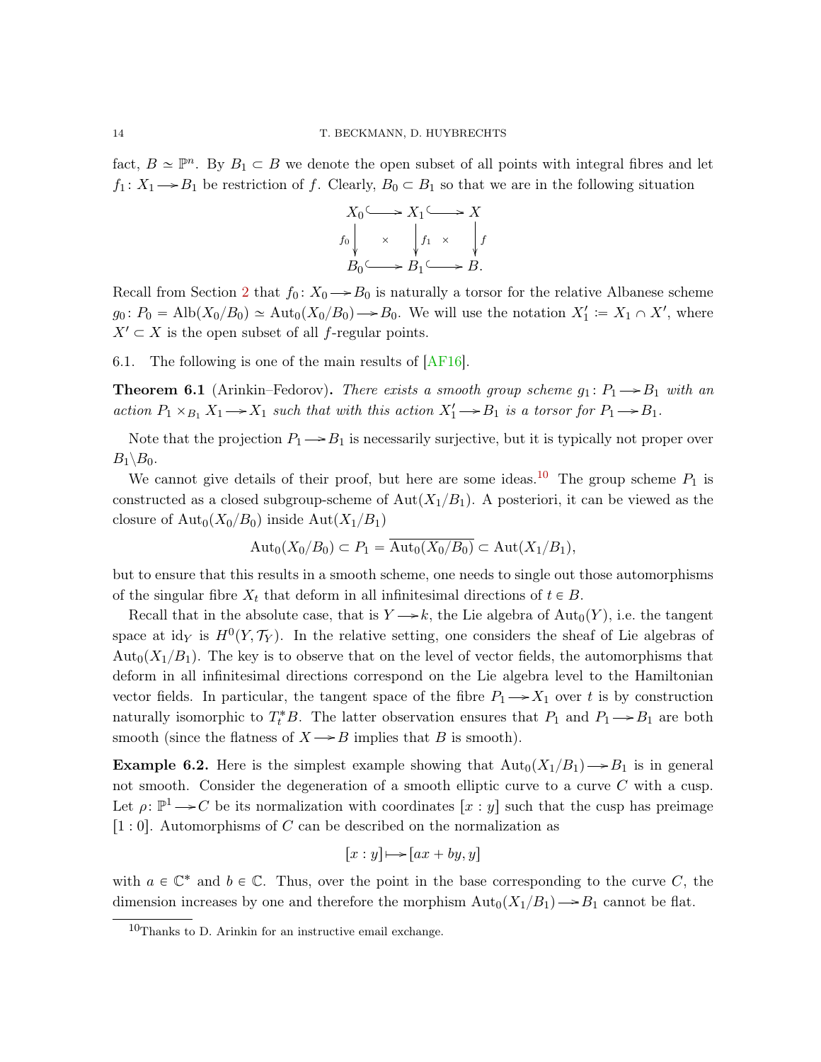fact, $B \simeq \mathbb{P}^n$. By $B_1 \subset B$ we denote the open subset of all points with integral fibres and let $f_1 \colon X_1 \longrightarrow B_1$ be restriction of $f$. Clearly, $B_0 \subset B_1$ so that we are in the following situation

$$\begin{array}{ccccc} X_0 & \hookrightarrow & X_1 & \hookrightarrow & X \\ {\scriptstyle f_0}\downarrow & \times & \downarrow{\scriptstyle f_1} & \times & \downarrow{\scriptstyle f} \\ B_0 & \hookrightarrow & B_1 & \hookrightarrow & B. \end{array}$$

Recall from Section 2 that $f_0 \colon X_0 \longrightarrow B_0$ is naturally a torsor for the relative Albanese scheme $g_0 \colon P_0 = \mathrm{Alb}(X_0/B_0) \simeq \mathrm{Aut}_0(X_0/B_0) \longrightarrow B_0$. We will use the notation $X_1' \coloneqq X_1 \cap X'$, where $X' \subset X$ is the open subset of all $f$-regular points.

6.1. The following is one of the main results of [AF16].

**Theorem 6.1** (Arinkin–Fedorov)**.** *There exists a smooth group scheme $g_1 \colon P_1 \longrightarrow B_1$ with an action $P_1 \times_{B_1} X_1 \longrightarrow X_1$ such that with this action $X_1' \longrightarrow B_1$ is a torsor for $P_1 \longrightarrow B_1$.*

Note that the projection $P_1 \longrightarrow B_1$ is necessarily surjective, but it is typically not proper over $B_1 \backslash B_0$.

We cannot give details of their proof, but here are some ideas.[10] The group scheme $P_1$ is constructed as a closed subgroup-scheme of $\mathrm{Aut}(X_1/B_1)$. A posteriori, it can be viewed as the closure of $\mathrm{Aut}_0(X_0/B_0)$ inside $\mathrm{Aut}(X_1/B_1)$

$$\mathrm{Aut}_0(X_0/B_0) \subset P_1 = \overline{\mathrm{Aut}_0(X_0/B_0)} \subset \mathrm{Aut}(X_1/B_1),$$

but to ensure that this results in a smooth scheme, one needs to single out those automorphisms of the singular fibre $X_t$ that deform in all infinitesimal directions of $t \in B$.

Recall that in the absolute case, that is $Y \longrightarrow k$, the Lie algebra of $\mathrm{Aut}_0(Y)$, i.e. the tangent space at $\mathrm{id}_Y$ is $H^0(Y, \mathcal{T}_Y)$. In the relative setting, one considers the sheaf of Lie algebras of $\mathrm{Aut}_0(X_1/B_1)$. The key is to observe that on the level of vector fields, the automorphisms that deform in all infinitesimal directions correspond on the Lie algebra level to the Hamiltonian vector fields. In particular, the tangent space of the fibre $P_1 \longrightarrow X_1$ over $t$ is by construction naturally isomorphic to $T_t^*B$. The latter observation ensures that $P_1$ and $P_1 \longrightarrow B_1$ are both smooth (since the flatness of $X \longrightarrow B$ implies that $B$ is smooth).

**Example 6.2.** Here is the simplest example showing that $\mathrm{Aut}_0(X_1/B_1) \longrightarrow B_1$ is in general not smooth. Consider the degeneration of a smooth elliptic curve to a curve $C$ with a cusp. Let $\rho \colon \mathbb{P}^1 \longrightarrow C$ be its normalization with coordinates $[x : y]$ such that the cusp has preimage $[1 : 0]$. Automorphisms of $C$ can be described on the normalization as

$$[x : y] \longmapsto [ax + by, y]$$

with $a \in \mathbb{C}^*$ and $b \in \mathbb{C}$. Thus, over the point in the base corresponding to the curve $C$, the dimension increases by one and therefore the morphism $\mathrm{Aut}_0(X_1/B_1) \longrightarrow B_1$ cannot be flat.

[10] Thanks to D. Arinkin for an instructive email exchange.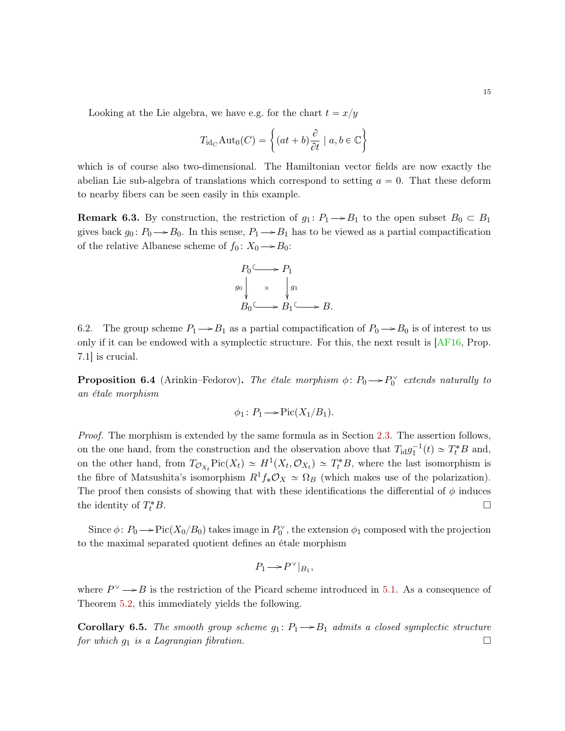Looking at the Lie algebra, we have e.g. for the chart $t = x/y$

$$T_{\mathrm{id}_C}\mathrm{Aut}_0(C) = \left\{ (at+b)\frac{\partial}{\partial t} \mid a, b \in \mathbb{C} \right\}$$

which is of course also two-dimensional. The Hamiltonian vector fields are now exactly the abelian Lie sub-algebra of translations which correspond to setting $a = 0$. That these deform to nearby fibers can be seen easily in this example.

**Remark 6.3.** By construction, the restriction of $g_1 \colon P_1 \longrightarrow B_1$ to the open subset $B_0 \subset B_1$ gives back $g_0 \colon P_0 \longrightarrow B_0$. In this sense, $P_1 \longrightarrow B_1$ has to be viewed as a partial compactification of the relative Albanese scheme of $f_0 \colon X_0 \longrightarrow B_0$:

$$\begin{array}{ccccc} P_0 & \hookrightarrow & P_1 & & \\ {\scriptstyle g_0}\downarrow & \times & \downarrow{\scriptstyle g_1} & & \\ B_0 & \hookrightarrow & B_1 & \hookrightarrow & B. \end{array}$$

6.2. The group scheme $P_1 \longrightarrow B_1$ as a partial compactification of $P_0 \longrightarrow B_0$ is of interest to us only if it can be endowed with a symplectic structure. For this, the next result is [AF16, Prop. 7.1] is crucial.

**Proposition 6.4** (Arinkin–Fedorov)**.** *The étale morphism $\phi \colon P_0 \longrightarrow P_0^\vee$ extends naturally to an étale morphism*

$$\phi_1 \colon P_1 \longrightarrow \mathrm{Pic}(X_1/B_1).$$

*Proof.* The morphism is extended by the same formula as in Section 2.3. The assertion follows, on the one hand, from the construction and the observation above that $T_{\mathrm{id}} g_1^{-1}(t) \simeq T_t^* B$ and, on the other hand, from $T_{\mathcal{O}_{X_t}}\mathrm{Pic}(X_t) \simeq H^1(X_t, \mathcal{O}_{X_t}) \simeq T_t^* B$, where the last isomorphism is the fibre of Matsushita's isomorphism $R^1 f_* \mathcal{O}_X \simeq \Omega_B$ (which makes use of the polarization). The proof then consists of showing that with these identifications the differential of $\phi$ induces the identity of $T_t^* B$. □

Since $\phi \colon P_0 \longrightarrow \mathrm{Pic}(X_0/B_0)$ takes image in $P_0^\vee$, the extension $\phi_1$ composed with the projection to the maximal separated quotient defines an étale morphism

$$P_1 \longrightarrow P^\vee|_{B_1},$$

where $P^\vee \longrightarrow B$ is the restriction of the Picard scheme introduced in 5.1. As a consequence of Theorem 5.2, this immediately yields the following.

**Corollary 6.5.** *The smooth group scheme $g_1 \colon P_1 \longrightarrow B_1$ admits a closed symplectic structure for which $g_1$ is a Lagrangian fibration.* □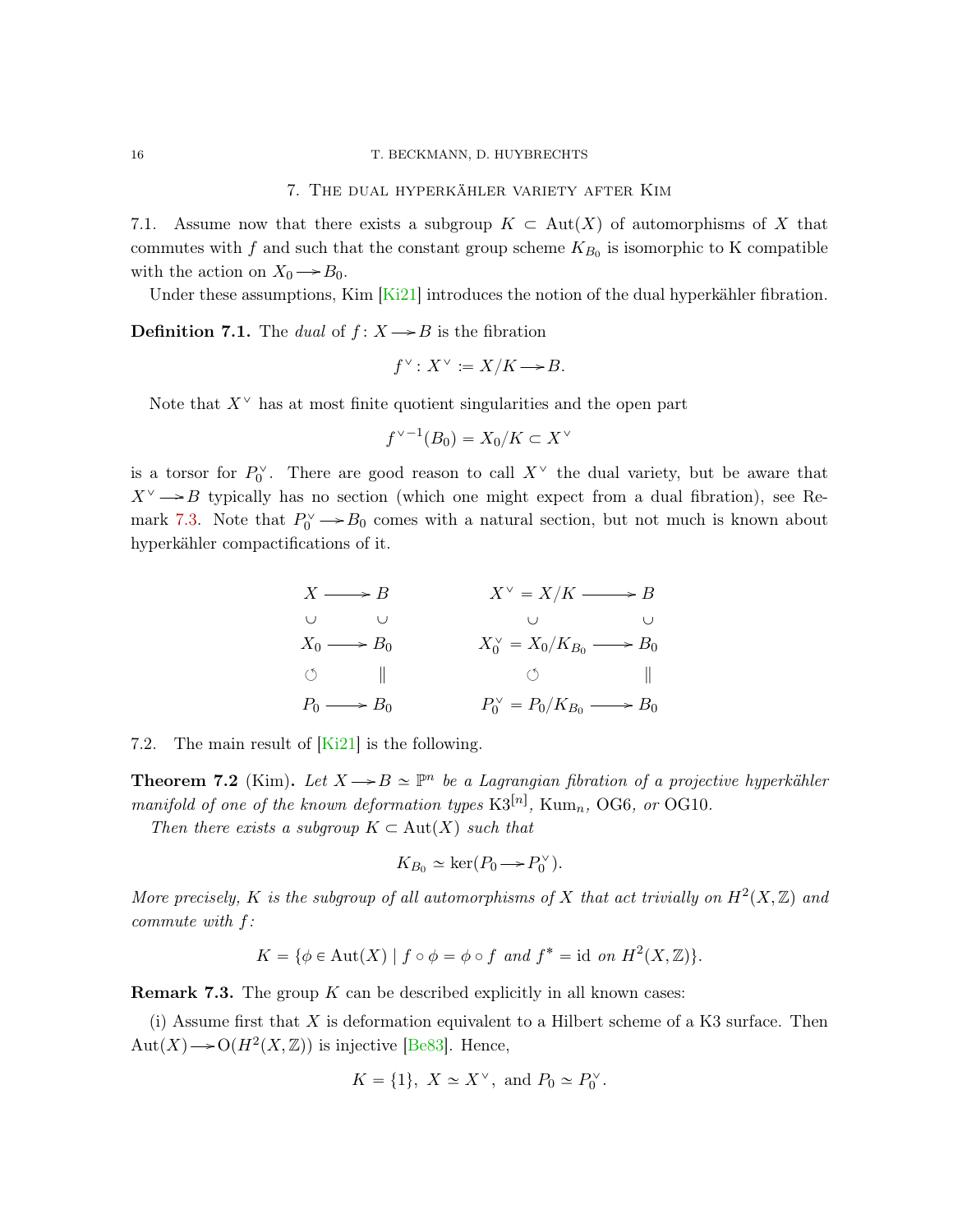## 7. The dual hyperkähler variety after Kim

7.1. Assume now that there exists a subgroup $K \subset \mathrm{Aut}(X)$ of automorphisms of $X$ that commutes with $f$ and such that the constant group scheme $K_{B_0}$ is isomorphic to K compatible with the action on $X_0 \twoheadrightarrow B_0$.

Under these assumptions, Kim [Ki21] introduces the notion of the dual hyperkähler fibration.

**Definition 7.1.** The *dual* of $f\colon X \twoheadrightarrow B$ is the fibration

$$f^\vee\colon X^\vee \coloneqq X/K \twoheadrightarrow B.$$

Note that $X^\vee$ has at most finite quotient singularities and the open part

$${f^\vee}^{-1}(B_0) = X_0/K \subset X^\vee$$

is a torsor for $P_0^\vee$. There are good reason to call $X^\vee$ the dual variety, but be aware that $X^\vee \twoheadrightarrow B$ typically has no section (which one might expect from a dual fibration), see Remark 7.3. Note that $P_0^\vee \twoheadrightarrow B_0$ comes with a natural section, but not much is known about hyperkähler compactifications of it.

$$\begin{array}{ccc} X & \twoheadrightarrow & B \\ \cup & & \cup \\ X_0 & \twoheadrightarrow & B_0 \\ \circlearrowleft & & \| \\ P_0 & \twoheadrightarrow & B_0 \end{array} \qquad\qquad \begin{array}{ccc} X^\vee = X/K & \twoheadrightarrow & B \\ \cup & & \cup \\ X_0^\vee = X_0/K_{B_0} & \twoheadrightarrow & B_0 \\ \circlearrowleft & & \| \\ P_0^\vee = P_0/K_{B_0} & \twoheadrightarrow & B_0 \end{array}$$

7.2. The main result of [Ki21] is the following.

**Theorem 7.2** (Kim)**.** *Let $X \twoheadrightarrow B \simeq \mathbb{P}^n$ be a Lagrangian fibration of a projective hyperkähler manifold of one of the known deformation types $\mathrm{K3}^{[n]}$, $\mathrm{Kum}_n$, OG6, or OG10.*

*Then there exists a subgroup $K \subset \mathrm{Aut}(X)$ such that*

$$K_{B_0} \simeq \ker(P_0 \twoheadrightarrow P_0^\vee).$$

*More precisely, $K$ is the subgroup of all automorphisms of $X$ that act trivially on $H^2(X,\mathbb{Z})$ and commute with $f$:*

$$K = \{\phi \in \mathrm{Aut}(X) \mid f \circ \phi = \phi \circ f \text{ and } f^* = \mathrm{id} \text{ on } H^2(X,\mathbb{Z})\}.$$

**Remark 7.3.** The group $K$ can be described explicitly in all known cases:

(i) Assume first that $X$ is deformation equivalent to a Hilbert scheme of a K3 surface. Then $\mathrm{Aut}(X) \twoheadrightarrow \mathrm{O}(H^2(X,\mathbb{Z}))$ is injective [Be83]. Hence,

$$K = \{1\},\ X \simeq X^\vee,\ \text{and } P_0 \simeq P_0^\vee.$$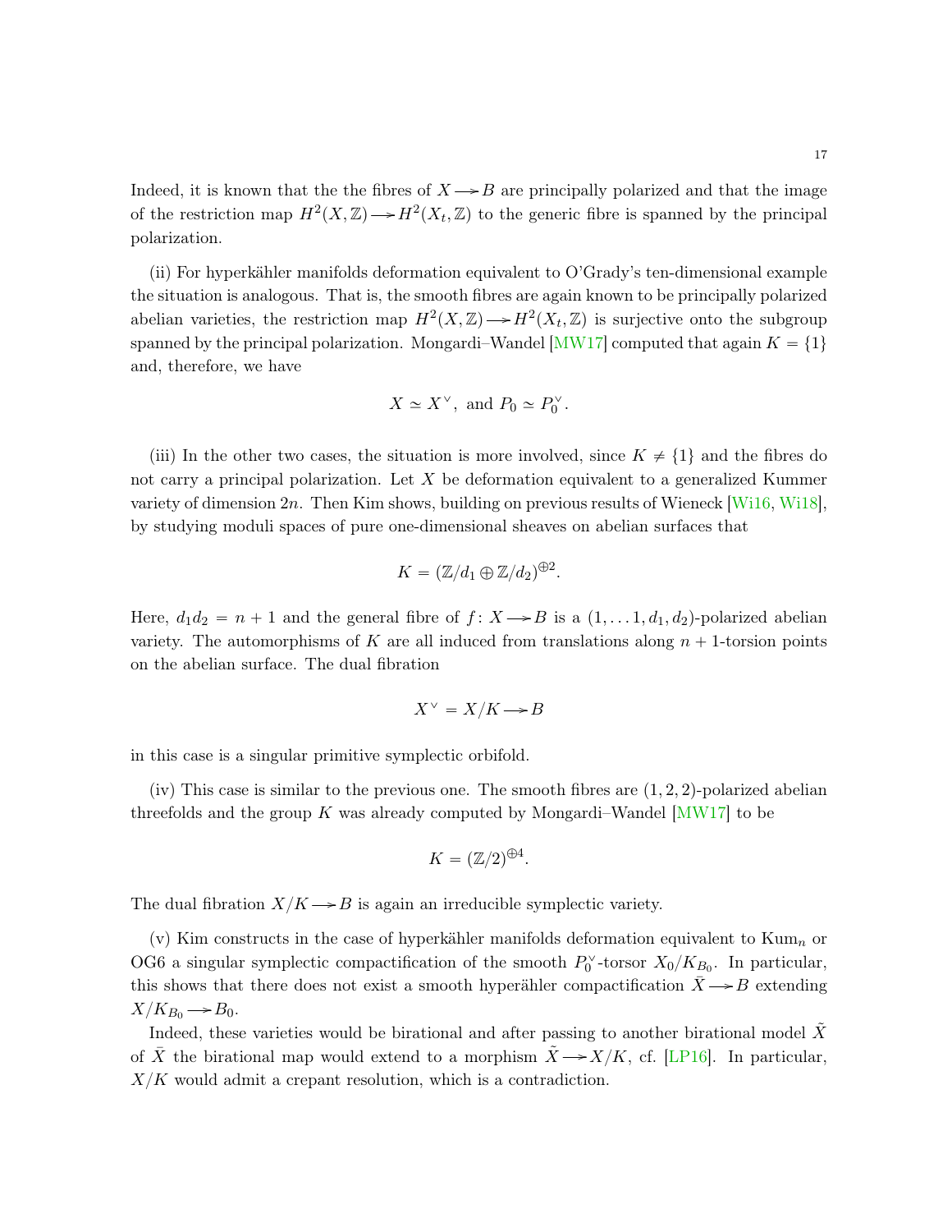Indeed, it is known that the the fibres of $X \twoheadrightarrow B$ are principally polarized and that the image of the restriction map $H^2(X,\mathbb{Z}) \twoheadrightarrow H^2(X_t,\mathbb{Z})$ to the generic fibre is spanned by the principal polarization.

(ii) For hyperkähler manifolds deformation equivalent to O'Grady's ten-dimensional example the situation is analogous. That is, the smooth fibres are again known to be principally polarized abelian varieties, the restriction map $H^2(X,\mathbb{Z}) \twoheadrightarrow H^2(X_t,\mathbb{Z})$ is surjective onto the subgroup spanned by the principal polarization. Mongardi–Wandel [MW17] computed that again $K = \{1\}$ and, therefore, we have

$$X \simeq X^\vee, \text{ and } P_0 \simeq P_0^\vee.$$

(iii) In the other two cases, the situation is more involved, since $K \neq \{1\}$ and the fibres do not carry a principal polarization. Let $X$ be deformation equivalent to a generalized Kummer variety of dimension $2n$. Then Kim shows, building on previous results of Wieneck [Wi16, Wi18], by studying moduli spaces of pure one-dimensional sheaves on abelian surfaces that

$$K = (\mathbb{Z}/d_1 \oplus \mathbb{Z}/d_2)^{\oplus 2}.$$

Here, $d_1 d_2 = n+1$ and the general fibre of $f\colon X \twoheadrightarrow B$ is a $(1,\ldots 1, d_1, d_2)$-polarized abelian variety. The automorphisms of $K$ are all induced from translations along $n+1$-torsion points on the abelian surface. The dual fibration

$$X^\vee = X/K \twoheadrightarrow B$$

in this case is a singular primitive symplectic orbifold.

(iv) This case is similar to the previous one. The smooth fibres are $(1,2,2)$-polarized abelian threefolds and the group $K$ was already computed by Mongardi–Wandel [MW17] to be

$$K = (\mathbb{Z}/2)^{\oplus 4}.$$

The dual fibration $X/K \twoheadrightarrow B$ is again an irreducible symplectic variety.

(v) Kim constructs in the case of hyperkähler manifolds deformation equivalent to $\mathrm{Kum}_n$ or OG6 a singular symplectic compactification of the smooth $P_0^\vee$-torsor $X_0/K_{B_0}$. In particular, this shows that there does not exist a smooth hyperähler compactification $\bar{X} \twoheadrightarrow B$ extending $X/K_{B_0} \twoheadrightarrow B_0$.

Indeed, these varieties would be birational and after passing to another birational model $\tilde{X}$ of $\bar{X}$ the birational map would extend to a morphism $\tilde{X} \twoheadrightarrow X/K$, cf. [LP16]. In particular, $X/K$ would admit a crepant resolution, which is a contradiction.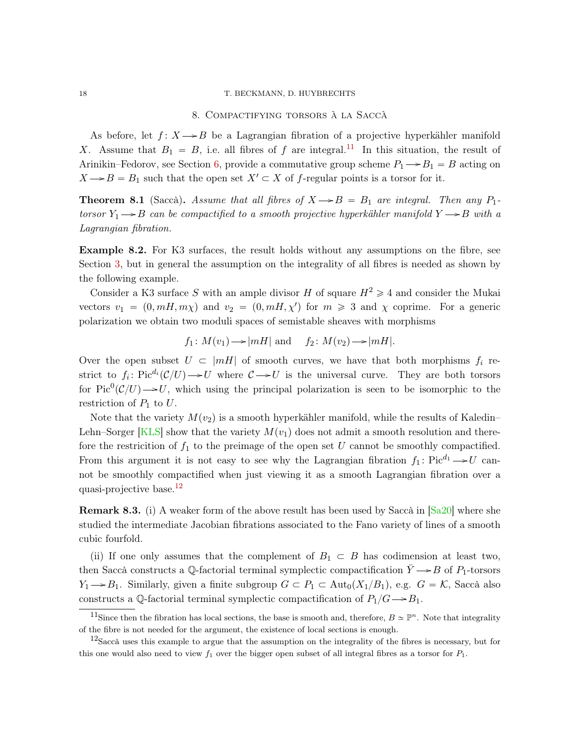## 8. Compactifying torsors à la Saccà

As before, let $f\colon X \longrightarrow B$ be a Lagrangian fibration of a projective hyperkähler manifold $X$. Assume that $B_1 = B$, i.e. all fibres of $f$ are integral.[11] In this situation, the result of Arinikin–Fedorov, see Section 6, provide a commutative group scheme $P_1 \longrightarrow B_1 = B$ acting on $X \longrightarrow B = B_1$ such that the open set $X' \subset X$ of $f$-regular points is a torsor for it.

**Theorem 8.1** (Saccà)**.** *Assume that all fibres of $X \longrightarrow B = B_1$ are integral. Then any $P_1$-torsor $Y_1 \longrightarrow B$ can be compactified to a smooth projective hyperkähler manifold $Y \longrightarrow B$ with a Lagrangian fibration.*

**Example 8.2.** For K3 surfaces, the result holds without any assumptions on the fibre, see Section 3, but in general the assumption on the integrality of all fibres is needed as shown by the following example.

Consider a K3 surface $S$ with an ample divisor $H$ of square $H^2 \geqslant 4$ and consider the Mukai vectors $v_1 = (0, mH, m\chi)$ and $v_2 = (0, mH, \chi')$ for $m \geqslant 3$ and $\chi$ coprime. For a generic polarization we obtain two moduli spaces of semistable sheaves with morphisms

$$f_1\colon M(v_1) \longrightarrow |mH| \text{ and } \quad f_2\colon M(v_2) \longrightarrow |mH|.$$

Over the open subset $U \subset |mH|$ of smooth curves, we have that both morphisms $f_i$ restrict to $f_i\colon \mathrm{Pic}^{d_i}(\mathcal{C}/U) \longrightarrow U$ where $\mathcal{C} \longrightarrow U$ is the universal curve. They are both torsors for $\mathrm{Pic}^0(\mathcal{C}/U) \longrightarrow U$, which using the principal polarization is seen to be isomorphic to the restriction of $P_1$ to $U$.

Note that the variety $M(v_2)$ is a smooth hyperkähler manifold, while the results of Kaledin–Lehn–Sorger [KLS] show that the variety $M(v_1)$ does not admit a smooth resolution and therefore the restricition of $f_1$ to the preimage of the open set $U$ cannot be smoothly compactified. From this argument it is not easy to see why the Lagrangian fibration $f_1\colon \mathrm{Pic}^{d_1} \longrightarrow U$ cannot be smoothly compactified when just viewing it as a smooth Lagrangian fibration over a quasi-projective base.[12]

**Remark 8.3.** (i) A weaker form of the above result has been used by Saccà in [Sa20] where she studied the intermediate Jacobian fibrations associated to the Fano variety of lines of a smooth cubic fourfold.

(ii) If one only assumes that the complement of $B_1 \subset B$ has codimension at least two, then Saccà constructs a $\mathbb{Q}$-factorial terminal symplectic compactification $\bar{Y} \longrightarrow B$ of $P_1$-torsors $Y_1 \longrightarrow B_1$. Similarly, given a finite subgroup $G \subset P_1 \subset \mathrm{Aut}_0(X_1/B_1)$, e.g. $G = \mathcal{K}$, Saccà also constructs a $\mathbb{Q}$-factorial terminal symplectic compactification of $P_1/G \longrightarrow B_1$.

---

[11] Since then the fibration has local sections, the base is smooth and, therefore, $B \simeq \mathbb{P}^n$. Note that integrality of the fibre is not needed for the argument, the existence of local sections is enough.

[12] Saccà uses this example to argue that the assumption on the integrality of the fibres is necessary, but for this one would also need to view $f_1$ over the bigger open subset of all integral fibres as a torsor for $P_1$.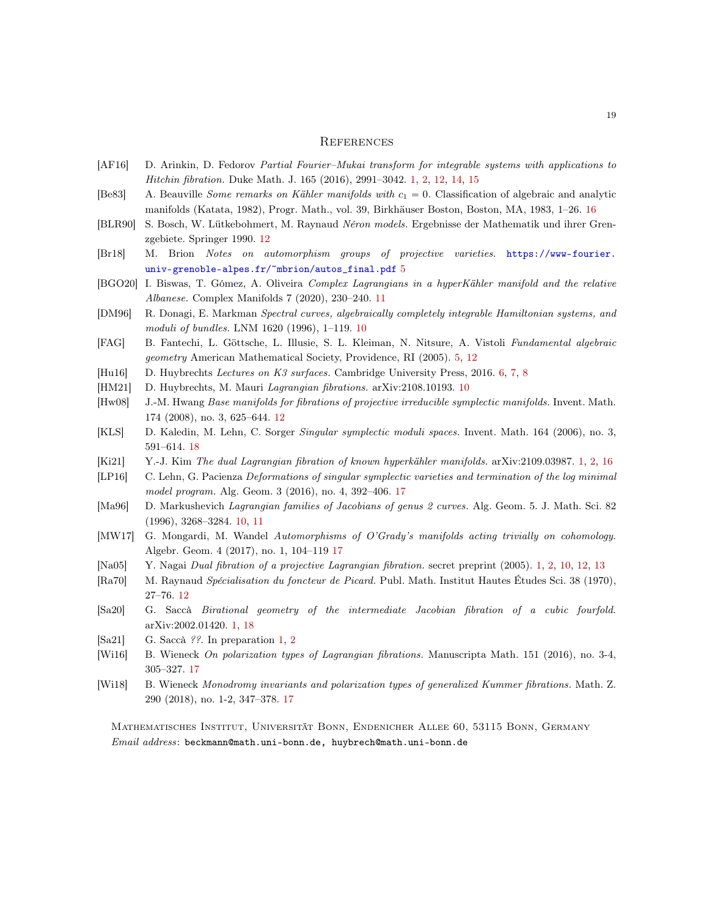# References

[AF16] D. Arinkin, D. Fedorov *Partial Fourier–Mukai transform for integrable systems with applications to Hitchin fibration.* Duke Math. J. 165 (2016), 2991–3042. 1, 2, 12, 14, 15

[Be83] A. Beauville *Some remarks on Kähler manifolds with $c_1 = 0$.* Classification of algebraic and analytic manifolds (Katata, 1982), Progr. Math., vol. 39, Birkhäuser Boston, Boston, MA, 1983, 1–26. 16

[BLR90] S. Bosch, W. Lütkebohmert, M. Raynaud *Néron models.* Ergebnisse der Mathematik und ihrer Grenzgebiete. Springer 1990. 12

[Br18] M. Brion *Notes on automorphism groups of projective varieties.* https://www-fourier.univ-grenoble-alpes.fr/~mbrion/autos_final.pdf 5

[BGO20] I. Biswas, T. Gómez, A. Oliveira *Complex Lagrangians in a hyperKähler manifold and the relative Albanese.* Complex Manifolds 7 (2020), 230–240. 11

[DM96] R. Donagi, E. Markman *Spectral curves, algebraically completely integrable Hamiltonian systems, and moduli of bundles.* LNM 1620 (1996), 1–119. 10

[FAG] B. Fantechi, L. Göttsche, L. Illusie, S. L. Kleiman, N. Nitsure, A. Vistoli *Fundamental algebraic geometry* American Mathematical Society, Providence, RI (2005). 5, 12

[Hu16] D. Huybrechts *Lectures on K3 surfaces.* Cambridge University Press, 2016. 6, 7, 8

[HM21] D. Huybrechts, M. Mauri *Lagrangian fibrations.* arXiv:2108.10193. 10

[Hw08] J.-M. Hwang *Base manifolds for fibrations of projective irreducible symplectic manifolds.* Invent. Math. 174 (2008), no. 3, 625–644. 12

[KLS] D. Kaledin, M. Lehn, C. Sorger *Singular symplectic moduli spaces.* Invent. Math. 164 (2006), no. 3, 591–614. 18

[Ki21] Y.-J. Kim *The dual Lagrangian fibration of known hyperkähler manifolds.* arXiv:2109.03987. 1, 2, 16

[LP16] C. Lehn, G. Pacienza *Deformations of singular symplectic varieties and termination of the log minimal model program.* Alg. Geom. 3 (2016), no. 4, 392–406. 17

[Ma96] D. Markushevich *Lagrangian families of Jacobians of genus 2 curves.* Alg. Geom. 5. J. Math. Sci. 82 (1996), 3268–3284. 10, 11

[MW17] G. Mongardi, M. Wandel *Automorphisms of O'Grady's manifolds acting trivially on cohomology.* Algebr. Geom. 4 (2017), no. 1, 104–119 17

[Na05] Y. Nagai *Dual fibration of a projective Lagrangian fibration.* secret preprint (2005). 1, 2, 10, 12, 13

[Ra70] M. Raynaud *Spécialisation du foncteur de Picard.* Publ. Math. Institut Hautes Études Sci. 38 (1970), 27–76. 12

[Sa20] G. Saccà *Birational geometry of the intermediate Jacobian fibration of a cubic fourfold.* arXiv:2002.01420. 1, 18

[Sa21] G. Saccà *??.* In preparation 1, 2

[Wi16] B. Wieneck *On polarization types of Lagrangian fibrations.* Manuscripta Math. 151 (2016), no. 3-4, 305–327. 17

[Wi18] B. Wieneck *Monodromy invariants and polarization types of generalized Kummer fibrations.* Math. Z. 290 (2018), no. 1-2, 347–378. 17

Mathematisches Institut, Universität Bonn, Endenicher Allee 60, 53115 Bonn, Germany

*Email address*: beckmann@math.uni-bonn.de, huybrech@math.uni-bonn.de